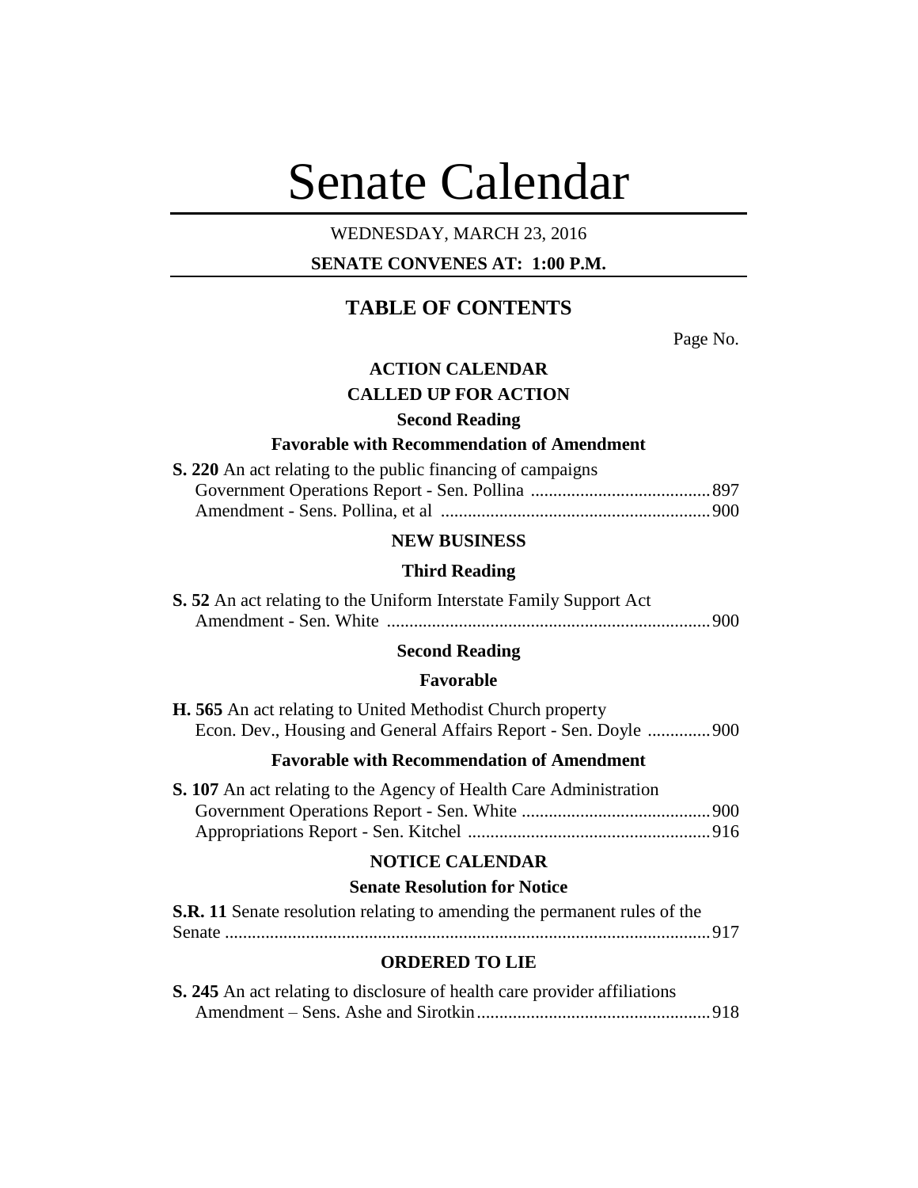# Senate Calendar

WEDNESDAY, MARCH 23, 2016

**SENATE CONVENES AT: 1:00 P.M.**

## TABLE OF CONTENTS

Page No.

### ACTION CALENDAR

### CALLED UP FOR ACTION

#### Second Reading

#### Favorable with Recommendation of Amendment

**S. 220** An act relating to the public financing of campaigns
Government Operations Report - Sen. Pollina .......................................... 897
Amendment - Sens. Pollina, et al .......................................... 900

### NEW BUSINESS

#### Third Reading

**S. 52** An act relating to the Uniform Interstate Family Support Act
Amendment - Sen. White .......................................... 900

#### Second Reading

#### Favorable

**H. 565** An act relating to United Methodist Church property
Econ. Dev., Housing and General Affairs Report - Sen. Doyle .......................................... 900

#### Favorable with Recommendation of Amendment

**S. 107** An act relating to the Agency of Health Care Administration
Government Operations Report - Sen. White .......................................... 900
Appropriations Report - Sen. Kitchel .......................................... 916

### NOTICE CALENDAR

#### Senate Resolution for Notice

**S.R. 11** Senate resolution relating to amending the permanent rules of the Senate .......................................... 917

### ORDERED TO LIE

**S. 245** An act relating to disclosure of health care provider affiliations
Amendment – Sens. Ashe and Sirotkin .......................................... 918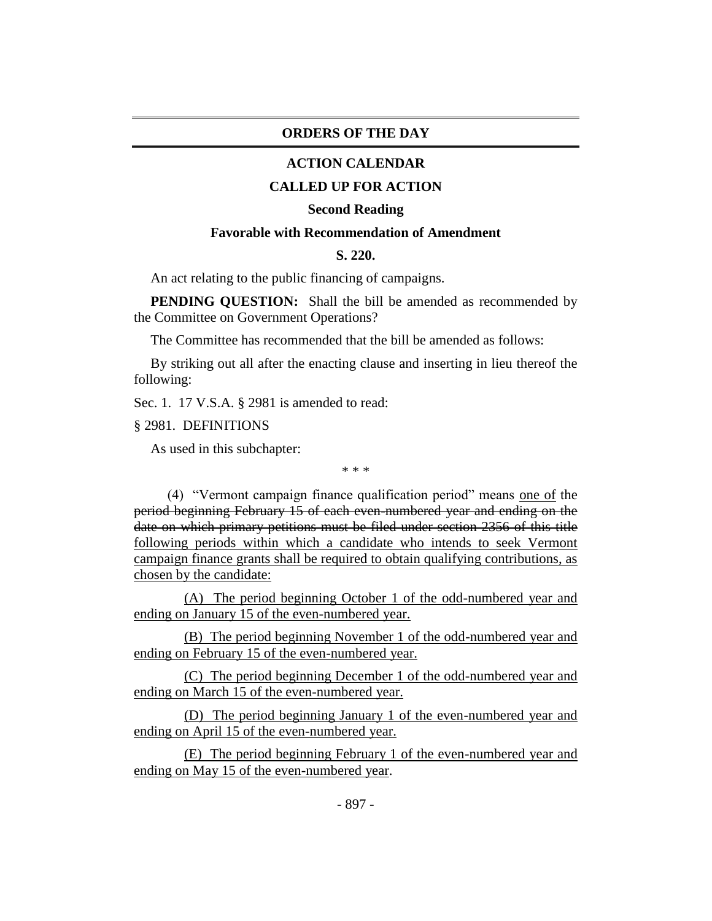## ORDERS OF THE DAY

### ACTION CALENDAR

### CALLED UP FOR ACTION

**Second Reading**

**Favorable with Recommendation of Amendment**

**S. 220.**

An act relating to the public financing of campaigns.

**PENDING QUESTION:** Shall the bill be amended as recommended by the Committee on Government Operations?

The Committee has recommended that the bill be amended as follows:

By striking out all after the enacting clause and inserting in lieu thereof the following:

Sec. 1. 17 V.S.A. § 2981 is amended to read:

§ 2981. DEFINITIONS

As used in this subchapter:

\* \* \*

(4) "Vermont campaign finance qualification period" means <u>one of</u> the ~~period beginning February 15 of each even-numbered year and ending on the date on which primary petitions must be filed under section 2356 of this title~~ <u>following periods within which a candidate who intends to seek Vermont campaign finance grants shall be required to obtain qualifying contributions, as chosen by the candidate:</u>

<u>(A) The period beginning October 1 of the odd-numbered year and ending on January 15 of the even-numbered year.</u>

<u>(B) The period beginning November 1 of the odd-numbered year and ending on February 15 of the even-numbered year.</u>

<u>(C) The period beginning December 1 of the odd-numbered year and ending on March 15 of the even-numbered year.</u>

<u>(D) The period beginning January 1 of the even-numbered year and ending on April 15 of the even-numbered year.</u>

<u>(E) The period beginning February 1 of the even-numbered year and ending on May 15 of the even-numbered year</u>.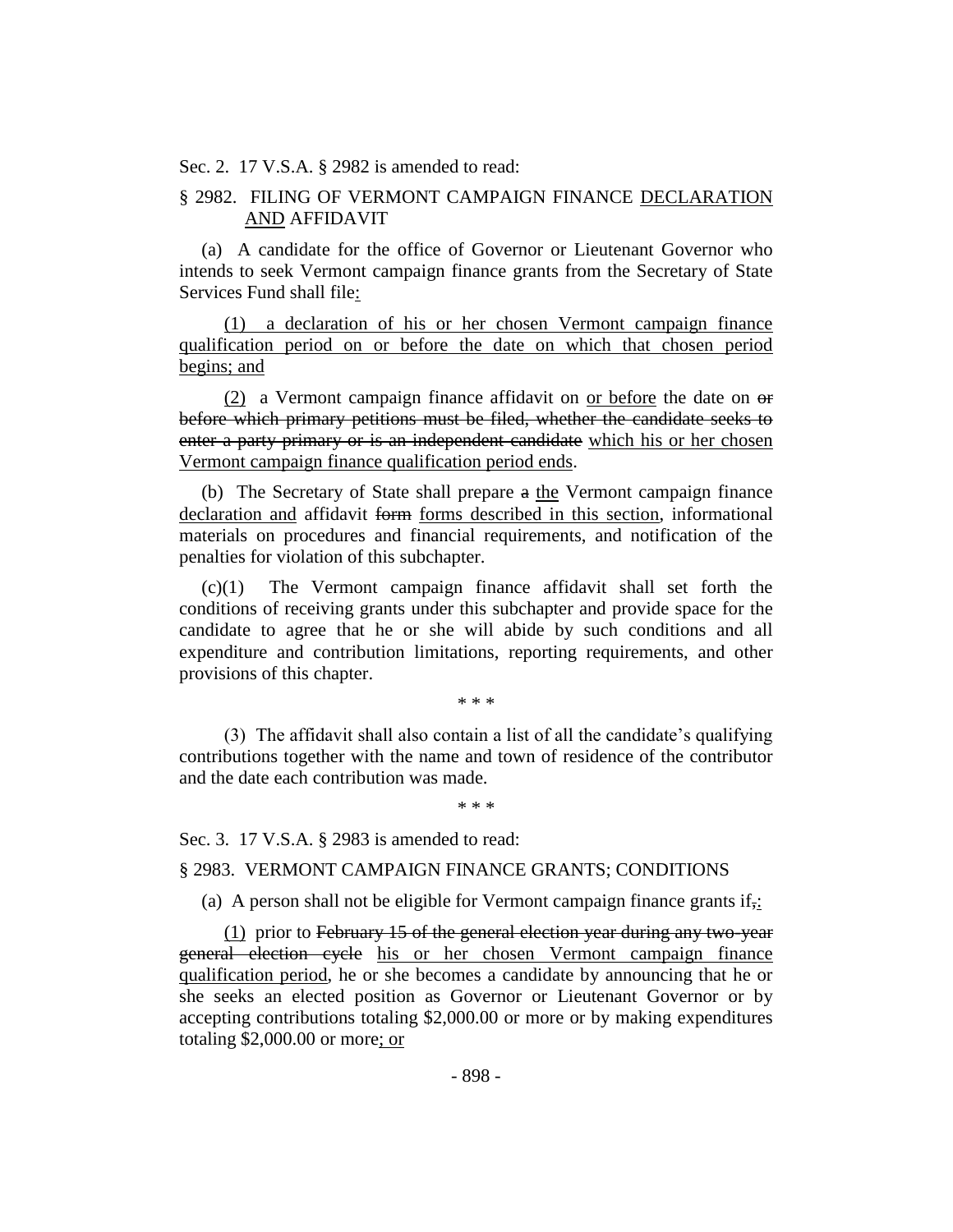Sec. 2. 17 V.S.A. § 2982 is amended to read:

§ 2982. FILING OF VERMONT CAMPAIGN FINANCE <u>DECLARATION AND</u> AFFIDAVIT

(a) A candidate for the office of Governor or Lieutenant Governor who intends to seek Vermont campaign finance grants from the Secretary of State Services Fund shall file<u>:</u>

<u>(1) a declaration of his or her chosen Vermont campaign finance qualification period on or before the date on which that chosen period begins; and</u>

<u>(2)</u> a Vermont campaign finance affidavit on <u>or before</u> the date on ~~or before which primary petitions must be filed, whether the candidate seeks to enter a party primary or is an independent candidate~~ <u>which his or her chosen Vermont campaign finance qualification period ends</u>.

(b) The Secretary of State shall prepare ~~a~~ <u>the</u> Vermont campaign finance <u>declaration and</u> affidavit ~~form~~ <u>forms described in this section</u>, informational materials on procedures and financial requirements, and notification of the penalties for violation of this subchapter.

(c)(1) The Vermont campaign finance affidavit shall set forth the conditions of receiving grants under this subchapter and provide space for the candidate to agree that he or she will abide by such conditions and all expenditure and contribution limitations, reporting requirements, and other provisions of this chapter.

\* \* \*

(3) The affidavit shall also contain a list of all the candidate's qualifying contributions together with the name and town of residence of the contributor and the date each contribution was made.

\* \* \*

Sec. 3. 17 V.S.A. § 2983 is amended to read:

§ 2983. VERMONT CAMPAIGN FINANCE GRANTS; CONDITIONS

(a) A person shall not be eligible for Vermont campaign finance grants if~~,~~<u>:</u>

<u>(1)</u> prior to ~~February 15 of the general election year during any two-year general election cycle~~ <u>his or her chosen Vermont campaign finance qualification period</u>, he or she becomes a candidate by announcing that he or she seeks an elected position as Governor or Lieutenant Governor or by accepting contributions totaling $2,000.00 or more or by making expenditures totaling $2,000.00 or more<u>; or</u>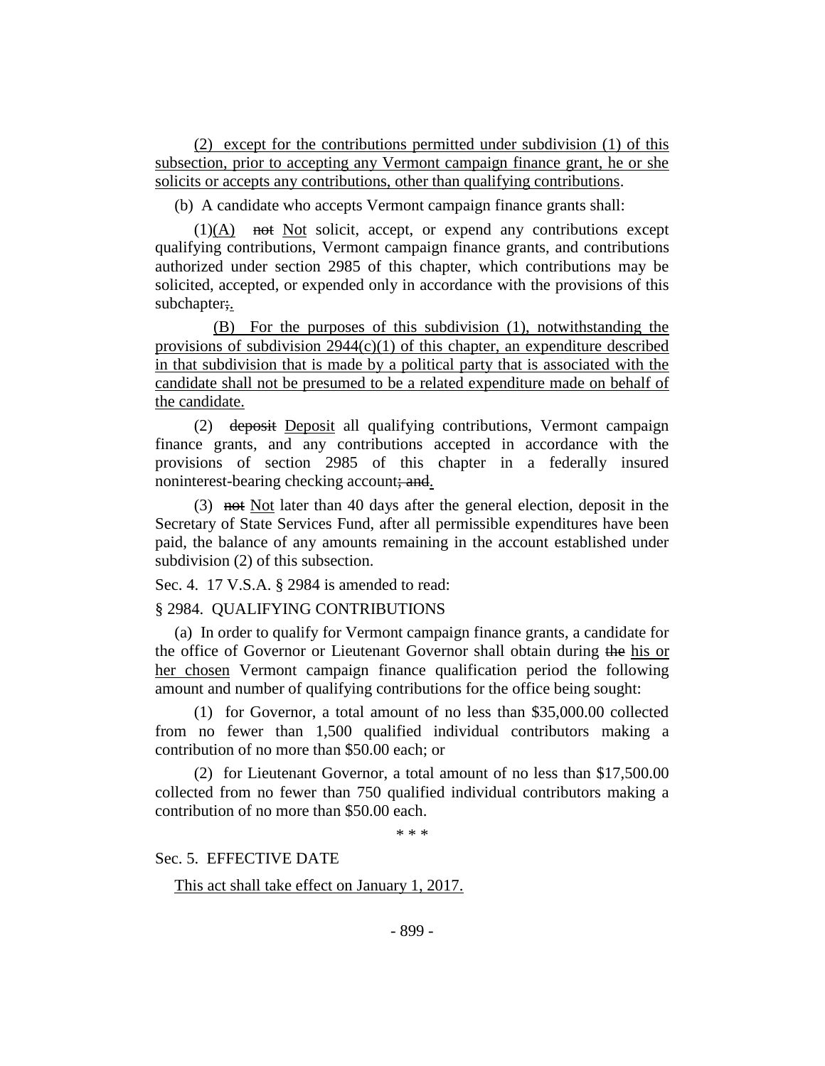(2) except for the contributions permitted under subdivision (1) of this subsection, prior to accepting any Vermont campaign finance grant, he or she solicits or accepts any contributions, other than qualifying contributions.

(b) A candidate who accepts Vermont campaign finance grants shall:

(1)(A) ~~not~~ Not solicit, accept, or expend any contributions except qualifying contributions, Vermont campaign finance grants, and contributions authorized under section 2985 of this chapter, which contributions may be solicited, accepted, or expended only in accordance with the provisions of this subchapter~~;~~.

(B) For the purposes of this subdivision (1), notwithstanding the provisions of subdivision 2944(c)(1) of this chapter, an expenditure described in that subdivision that is made by a political party that is associated with the candidate shall not be presumed to be a related expenditure made on behalf of the candidate.

(2) ~~deposit~~ Deposit all qualifying contributions, Vermont campaign finance grants, and any contributions accepted in accordance with the provisions of section 2985 of this chapter in a federally insured noninterest-bearing checking account~~; and~~.

(3) ~~not~~ Not later than 40 days after the general election, deposit in the Secretary of State Services Fund, after all permissible expenditures have been paid, the balance of any amounts remaining in the account established under subdivision (2) of this subsection.

Sec. 4. 17 V.S.A. § 2984 is amended to read:

§ 2984. QUALIFYING CONTRIBUTIONS

(a) In order to qualify for Vermont campaign finance grants, a candidate for the office of Governor or Lieutenant Governor shall obtain during ~~the~~ his or her chosen Vermont campaign finance qualification period the following amount and number of qualifying contributions for the office being sought:

(1) for Governor, a total amount of no less than $35,000.00 collected from no fewer than 1,500 qualified individual contributors making a contribution of no more than $50.00 each; or

(2) for Lieutenant Governor, a total amount of no less than $17,500.00 collected from no fewer than 750 qualified individual contributors making a contribution of no more than $50.00 each.

\* \* \*

Sec. 5. EFFECTIVE DATE

This act shall take effect on January 1, 2017.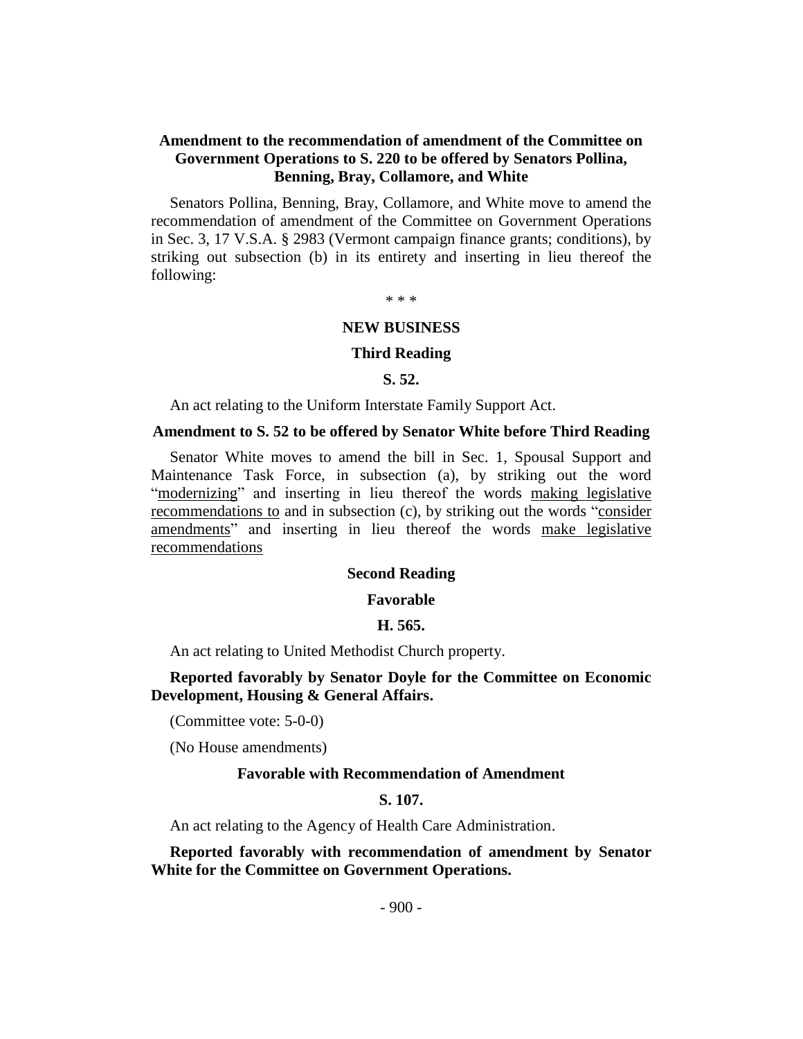**Amendment to the recommendation of amendment of the Committee on Government Operations to S. 220 to be offered by Senators Pollina, Benning, Bray, Collamore, and White**

Senators Pollina, Benning, Bray, Collamore, and White move to amend the recommendation of amendment of the Committee on Government Operations in Sec. 3, 17 V.S.A. § 2983 (Vermont campaign finance grants; conditions), by striking out subsection (b) in its entirety and inserting in lieu thereof the following:

\* \* \*

## NEW BUSINESS

### Third Reading

### S. 52.

An act relating to the Uniform Interstate Family Support Act.

**Amendment to S. 52 to be offered by Senator White before Third Reading**

Senator White moves to amend the bill in Sec. 1, Spousal Support and Maintenance Task Force, in subsection (a), by striking out the word "modernizing" and inserting in lieu thereof the words making legislative recommendations to and in subsection (c), by striking out the words "consider amendments" and inserting in lieu thereof the words make legislative recommendations

### Second Reading

### Favorable

### H. 565.

An act relating to United Methodist Church property.

**Reported favorably by Senator Doyle for the Committee on Economic Development, Housing & General Affairs.**

(Committee vote: 5-0-0)

(No House amendments)

### Favorable with Recommendation of Amendment

### S. 107.

An act relating to the Agency of Health Care Administration.

**Reported favorably with recommendation of amendment by Senator White for the Committee on Government Operations.**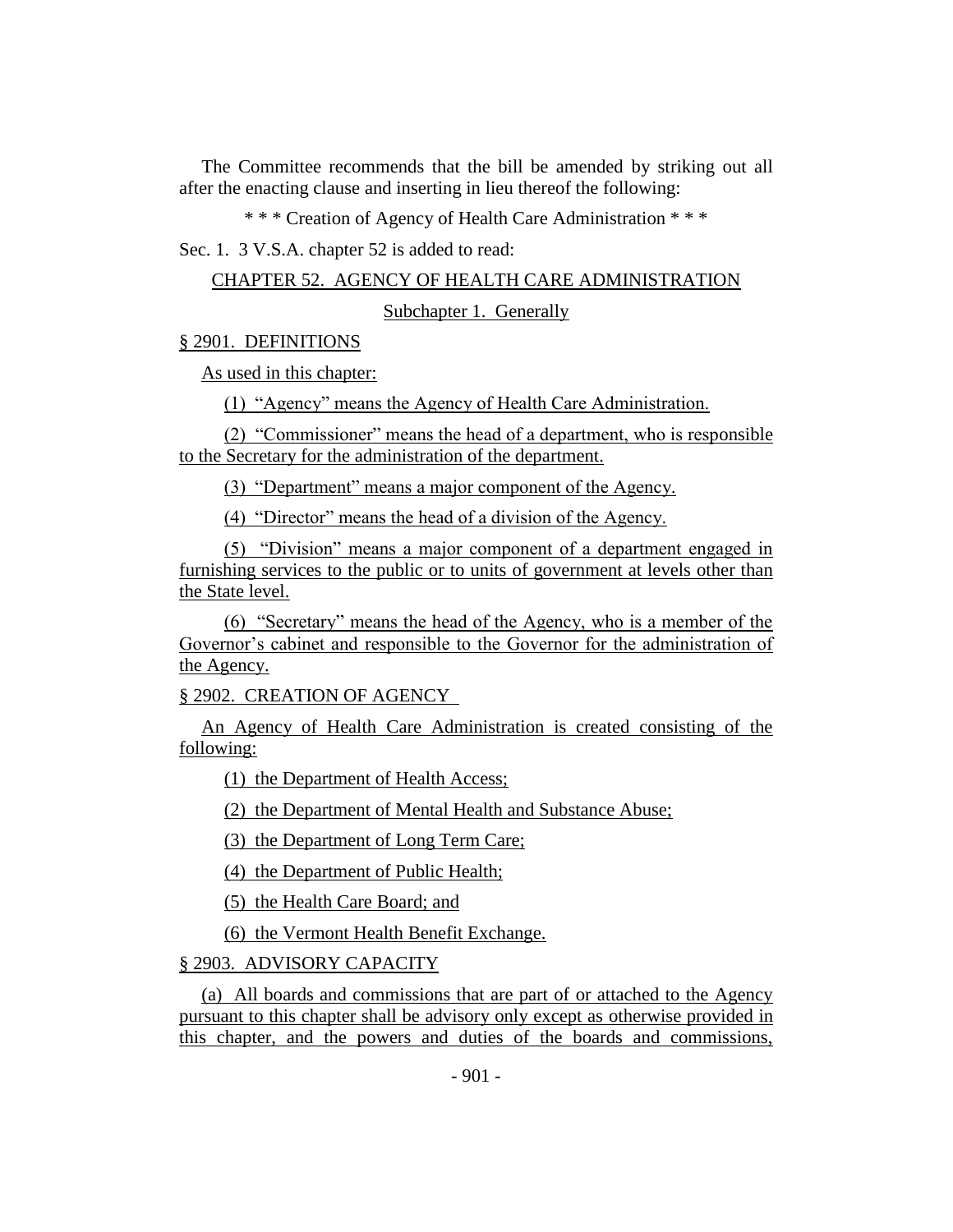The Committee recommends that the bill be amended by striking out all after the enacting clause and inserting in lieu thereof the following:

\* \* \* Creation of Agency of Health Care Administration \* \* \*

Sec. 1. 3 V.S.A. chapter 52 is added to read:

CHAPTER 52. AGENCY OF HEALTH CARE ADMINISTRATION

Subchapter 1. Generally

§ 2901. DEFINITIONS

As used in this chapter:

(1) "Agency" means the Agency of Health Care Administration.

(2) "Commissioner" means the head of a department, who is responsible to the Secretary for the administration of the department.

(3) "Department" means a major component of the Agency.

(4) "Director" means the head of a division of the Agency.

(5) "Division" means a major component of a department engaged in furnishing services to the public or to units of government at levels other than the State level.

(6) "Secretary" means the head of the Agency, who is a member of the Governor's cabinet and responsible to the Governor for the administration of the Agency.

§ 2902. CREATION OF AGENCY

An Agency of Health Care Administration is created consisting of the following:

(1) the Department of Health Access;

(2) the Department of Mental Health and Substance Abuse;

(3) the Department of Long Term Care;

(4) the Department of Public Health;

(5) the Health Care Board; and

(6) the Vermont Health Benefit Exchange.

§ 2903. ADVISORY CAPACITY

(a) All boards and commissions that are part of or attached to the Agency pursuant to this chapter shall be advisory only except as otherwise provided in this chapter, and the powers and duties of the boards and commissions,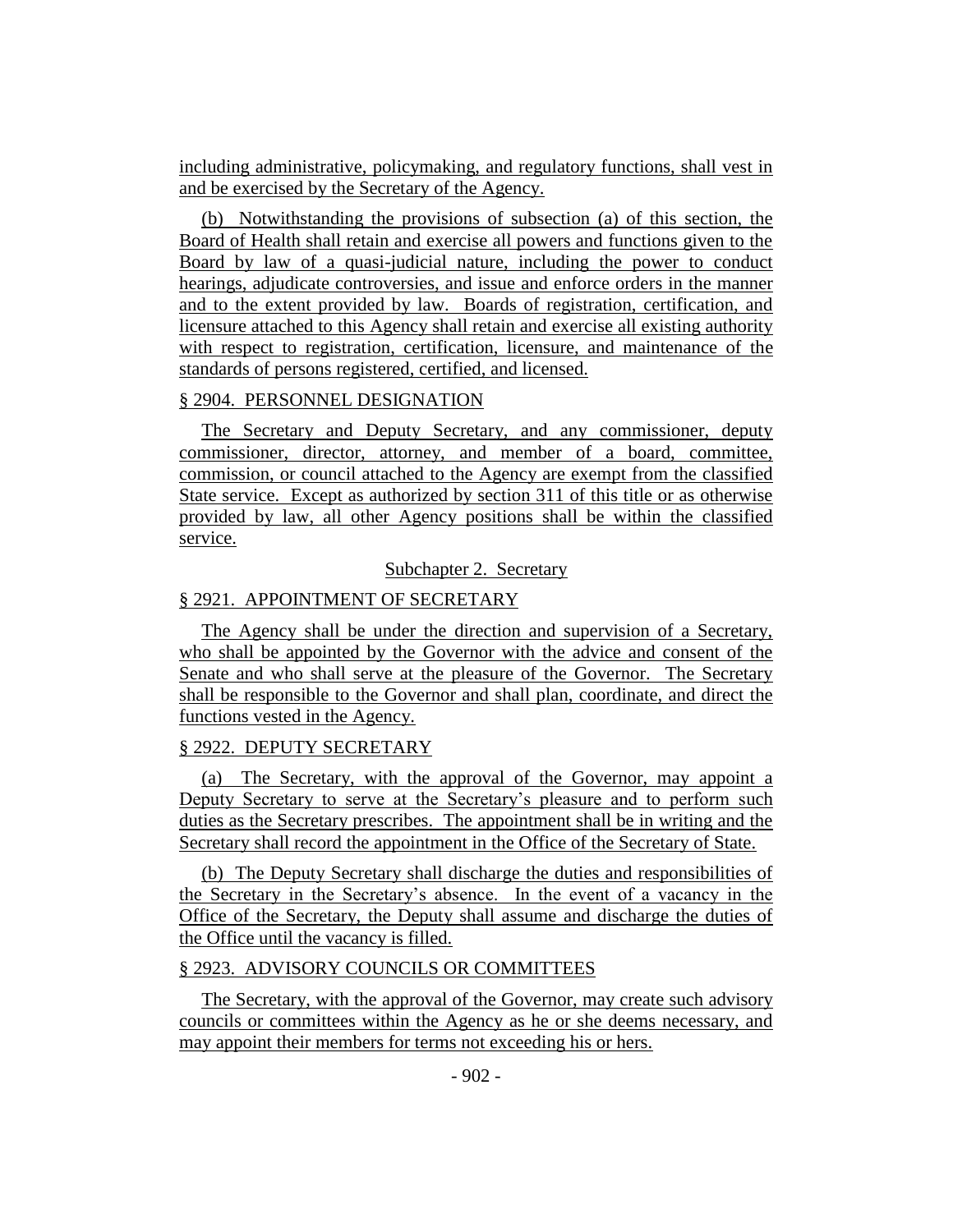including administrative, policymaking, and regulatory functions, shall vest in and be exercised by the Secretary of the Agency.

(b) Notwithstanding the provisions of subsection (a) of this section, the Board of Health shall retain and exercise all powers and functions given to the Board by law of a quasi-judicial nature, including the power to conduct hearings, adjudicate controversies, and issue and enforce orders in the manner and to the extent provided by law. Boards of registration, certification, and licensure attached to this Agency shall retain and exercise all existing authority with respect to registration, certification, licensure, and maintenance of the standards of persons registered, certified, and licensed.

§ 2904. PERSONNEL DESIGNATION

The Secretary and Deputy Secretary, and any commissioner, deputy commissioner, director, attorney, and member of a board, committee, commission, or council attached to the Agency are exempt from the classified State service. Except as authorized by section 311 of this title or as otherwise provided by law, all other Agency positions shall be within the classified service.

Subchapter 2. Secretary

§ 2921. APPOINTMENT OF SECRETARY

The Agency shall be under the direction and supervision of a Secretary, who shall be appointed by the Governor with the advice and consent of the Senate and who shall serve at the pleasure of the Governor. The Secretary shall be responsible to the Governor and shall plan, coordinate, and direct the functions vested in the Agency.

§ 2922. DEPUTY SECRETARY

(a) The Secretary, with the approval of the Governor, may appoint a Deputy Secretary to serve at the Secretary's pleasure and to perform such duties as the Secretary prescribes. The appointment shall be in writing and the Secretary shall record the appointment in the Office of the Secretary of State.

(b) The Deputy Secretary shall discharge the duties and responsibilities of the Secretary in the Secretary's absence. In the event of a vacancy in the Office of the Secretary, the Deputy shall assume and discharge the duties of the Office until the vacancy is filled.

§ 2923. ADVISORY COUNCILS OR COMMITTEES

The Secretary, with the approval of the Governor, may create such advisory councils or committees within the Agency as he or she deems necessary, and may appoint their members for terms not exceeding his or hers.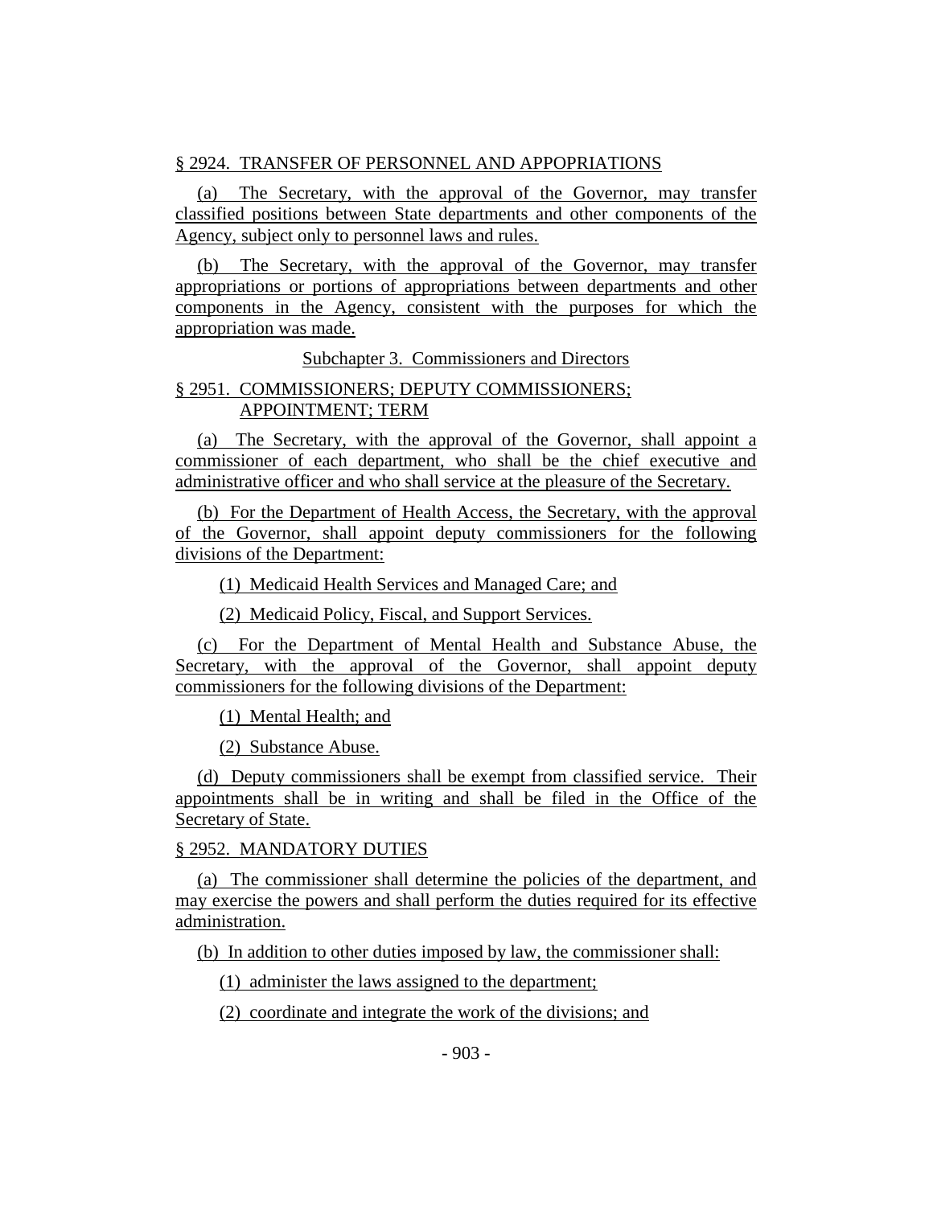§ 2924. TRANSFER OF PERSONNEL AND APPOPRIATIONS

(a) The Secretary, with the approval of the Governor, may transfer classified positions between State departments and other components of the Agency, subject only to personnel laws and rules.

(b) The Secretary, with the approval of the Governor, may transfer appropriations or portions of appropriations between departments and other components in the Agency, consistent with the purposes for which the appropriation was made.

Subchapter 3. Commissioners and Directors

§ 2951. COMMISSIONERS; DEPUTY COMMISSIONERS; APPOINTMENT; TERM

(a) The Secretary, with the approval of the Governor, shall appoint a commissioner of each department, who shall be the chief executive and administrative officer and who shall service at the pleasure of the Secretary.

(b) For the Department of Health Access, the Secretary, with the approval of the Governor, shall appoint deputy commissioners for the following divisions of the Department:

(1) Medicaid Health Services and Managed Care; and

(2) Medicaid Policy, Fiscal, and Support Services.

(c) For the Department of Mental Health and Substance Abuse, the Secretary, with the approval of the Governor, shall appoint deputy commissioners for the following divisions of the Department:

(1) Mental Health; and

(2) Substance Abuse.

(d) Deputy commissioners shall be exempt from classified service. Their appointments shall be in writing and shall be filed in the Office of the Secretary of State.

§ 2952. MANDATORY DUTIES

(a) The commissioner shall determine the policies of the department, and may exercise the powers and shall perform the duties required for its effective administration.

(b) In addition to other duties imposed by law, the commissioner shall:

(1) administer the laws assigned to the department;

(2) coordinate and integrate the work of the divisions; and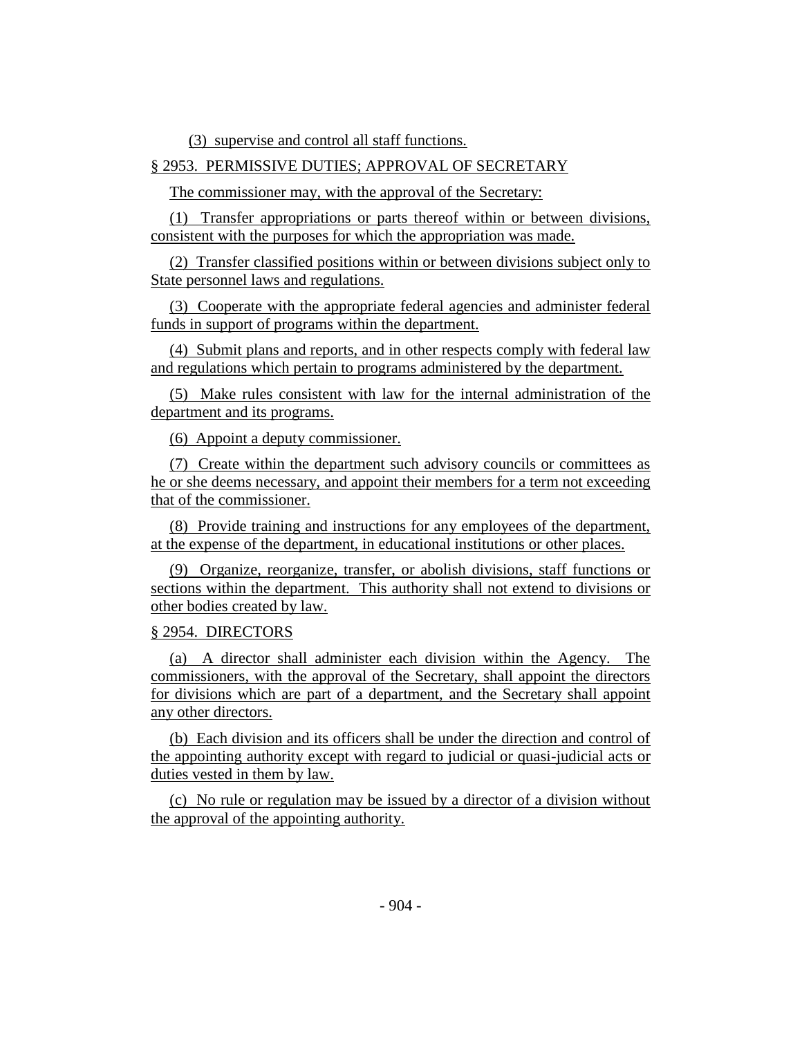(3) supervise and control all staff functions.

§ 2953. PERMISSIVE DUTIES; APPROVAL OF SECRETARY

The commissioner may, with the approval of the Secretary:

(1) Transfer appropriations or parts thereof within or between divisions, consistent with the purposes for which the appropriation was made.

(2) Transfer classified positions within or between divisions subject only to State personnel laws and regulations.

(3) Cooperate with the appropriate federal agencies and administer federal funds in support of programs within the department.

(4) Submit plans and reports, and in other respects comply with federal law and regulations which pertain to programs administered by the department.

(5) Make rules consistent with law for the internal administration of the department and its programs.

(6) Appoint a deputy commissioner.

(7) Create within the department such advisory councils or committees as he or she deems necessary, and appoint their members for a term not exceeding that of the commissioner.

(8) Provide training and instructions for any employees of the department, at the expense of the department, in educational institutions or other places.

(9) Organize, reorganize, transfer, or abolish divisions, staff functions or sections within the department. This authority shall not extend to divisions or other bodies created by law.

§ 2954. DIRECTORS

(a) A director shall administer each division within the Agency. The commissioners, with the approval of the Secretary, shall appoint the directors for divisions which are part of a department, and the Secretary shall appoint any other directors.

(b) Each division and its officers shall be under the direction and control of the appointing authority except with regard to judicial or quasi-judicial acts or duties vested in them by law.

(c) No rule or regulation may be issued by a director of a division without the approval of the appointing authority.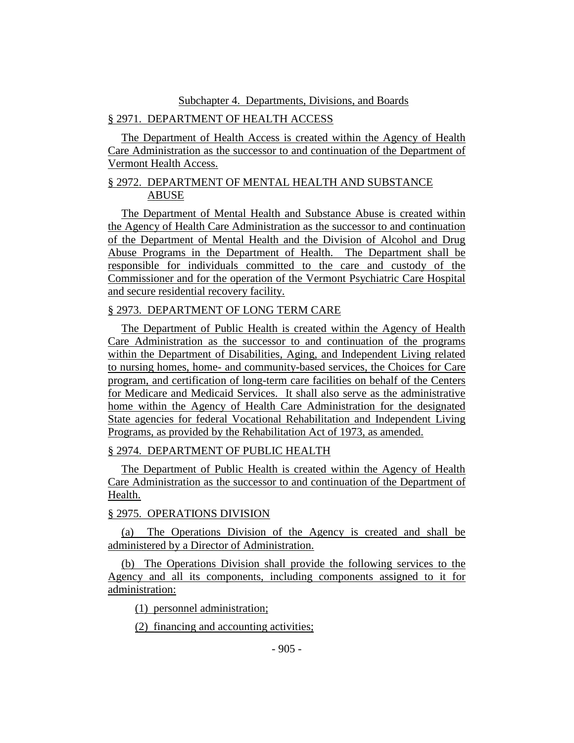Subchapter 4. Departments, Divisions, and Boards

§ 2971. DEPARTMENT OF HEALTH ACCESS

The Department of Health Access is created within the Agency of Health Care Administration as the successor to and continuation of the Department of Vermont Health Access.

§ 2972. DEPARTMENT OF MENTAL HEALTH AND SUBSTANCE ABUSE

The Department of Mental Health and Substance Abuse is created within the Agency of Health Care Administration as the successor to and continuation of the Department of Mental Health and the Division of Alcohol and Drug Abuse Programs in the Department of Health. The Department shall be responsible for individuals committed to the care and custody of the Commissioner and for the operation of the Vermont Psychiatric Care Hospital and secure residential recovery facility.

§ 2973. DEPARTMENT OF LONG TERM CARE

The Department of Public Health is created within the Agency of Health Care Administration as the successor to and continuation of the programs within the Department of Disabilities, Aging, and Independent Living related to nursing homes, home- and community-based services, the Choices for Care program, and certification of long-term care facilities on behalf of the Centers for Medicare and Medicaid Services. It shall also serve as the administrative home within the Agency of Health Care Administration for the designated State agencies for federal Vocational Rehabilitation and Independent Living Programs, as provided by the Rehabilitation Act of 1973, as amended.

§ 2974. DEPARTMENT OF PUBLIC HEALTH

The Department of Public Health is created within the Agency of Health Care Administration as the successor to and continuation of the Department of Health.

§ 2975. OPERATIONS DIVISION

(a) The Operations Division of the Agency is created and shall be administered by a Director of Administration.

(b) The Operations Division shall provide the following services to the Agency and all its components, including components assigned to it for administration:

(1) personnel administration;

(2) financing and accounting activities;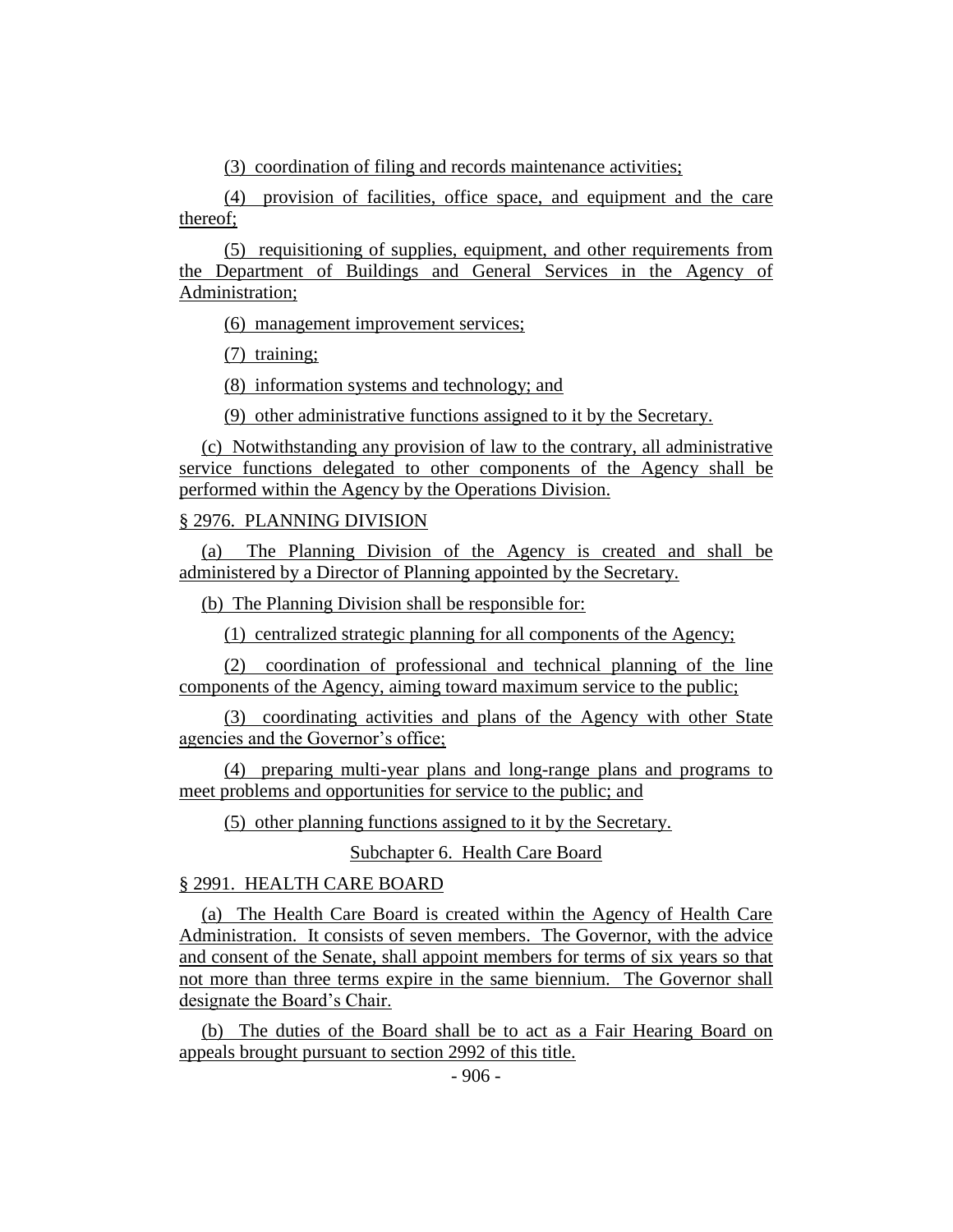(3) coordination of filing and records maintenance activities;

(4) provision of facilities, office space, and equipment and the care thereof;

(5) requisitioning of supplies, equipment, and other requirements from the Department of Buildings and General Services in the Agency of Administration;

(6) management improvement services;

(7) training;

(8) information systems and technology; and

(9) other administrative functions assigned to it by the Secretary.

(c) Notwithstanding any provision of law to the contrary, all administrative service functions delegated to other components of the Agency shall be performed within the Agency by the Operations Division.

§ 2976. PLANNING DIVISION

(a) The Planning Division of the Agency is created and shall be administered by a Director of Planning appointed by the Secretary.

(b) The Planning Division shall be responsible for:

(1) centralized strategic planning for all components of the Agency;

(2) coordination of professional and technical planning of the line components of the Agency, aiming toward maximum service to the public;

(3) coordinating activities and plans of the Agency with other State agencies and the Governor's office;

(4) preparing multi-year plans and long-range plans and programs to meet problems and opportunities for service to the public; and

(5) other planning functions assigned to it by the Secretary.

Subchapter 6. Health Care Board

§ 2991. HEALTH CARE BOARD

(a) The Health Care Board is created within the Agency of Health Care Administration. It consists of seven members. The Governor, with the advice and consent of the Senate, shall appoint members for terms of six years so that not more than three terms expire in the same biennium. The Governor shall designate the Board's Chair.

(b) The duties of the Board shall be to act as a Fair Hearing Board on appeals brought pursuant to section 2992 of this title.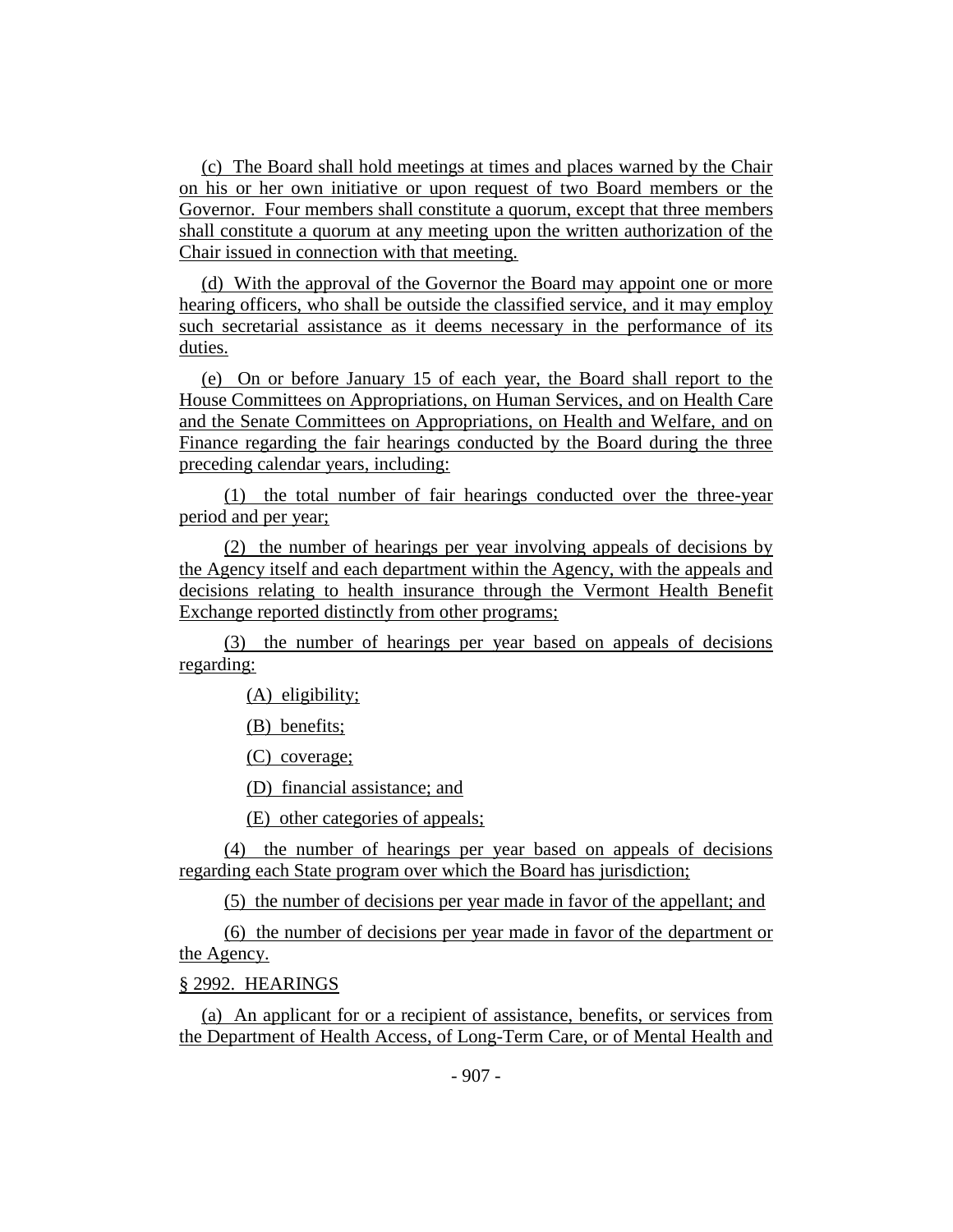(c) The Board shall hold meetings at times and places warned by the Chair on his or her own initiative or upon request of two Board members or the Governor. Four members shall constitute a quorum, except that three members shall constitute a quorum at any meeting upon the written authorization of the Chair issued in connection with that meeting.

(d) With the approval of the Governor the Board may appoint one or more hearing officers, who shall be outside the classified service, and it may employ such secretarial assistance as it deems necessary in the performance of its duties.

(e) On or before January 15 of each year, the Board shall report to the House Committees on Appropriations, on Human Services, and on Health Care and the Senate Committees on Appropriations, on Health and Welfare, and on Finance regarding the fair hearings conducted by the Board during the three preceding calendar years, including:

(1) the total number of fair hearings conducted over the three-year period and per year;

(2) the number of hearings per year involving appeals of decisions by the Agency itself and each department within the Agency, with the appeals and decisions relating to health insurance through the Vermont Health Benefit Exchange reported distinctly from other programs;

(3) the number of hearings per year based on appeals of decisions regarding:

(A) eligibility;

(B) benefits;

(C) coverage;

(D) financial assistance; and

(E) other categories of appeals;

(4) the number of hearings per year based on appeals of decisions regarding each State program over which the Board has jurisdiction;

(5) the number of decisions per year made in favor of the appellant; and

(6) the number of decisions per year made in favor of the department or the Agency.

§ 2992. HEARINGS

(a) An applicant for or a recipient of assistance, benefits, or services from the Department of Health Access, of Long-Term Care, or of Mental Health and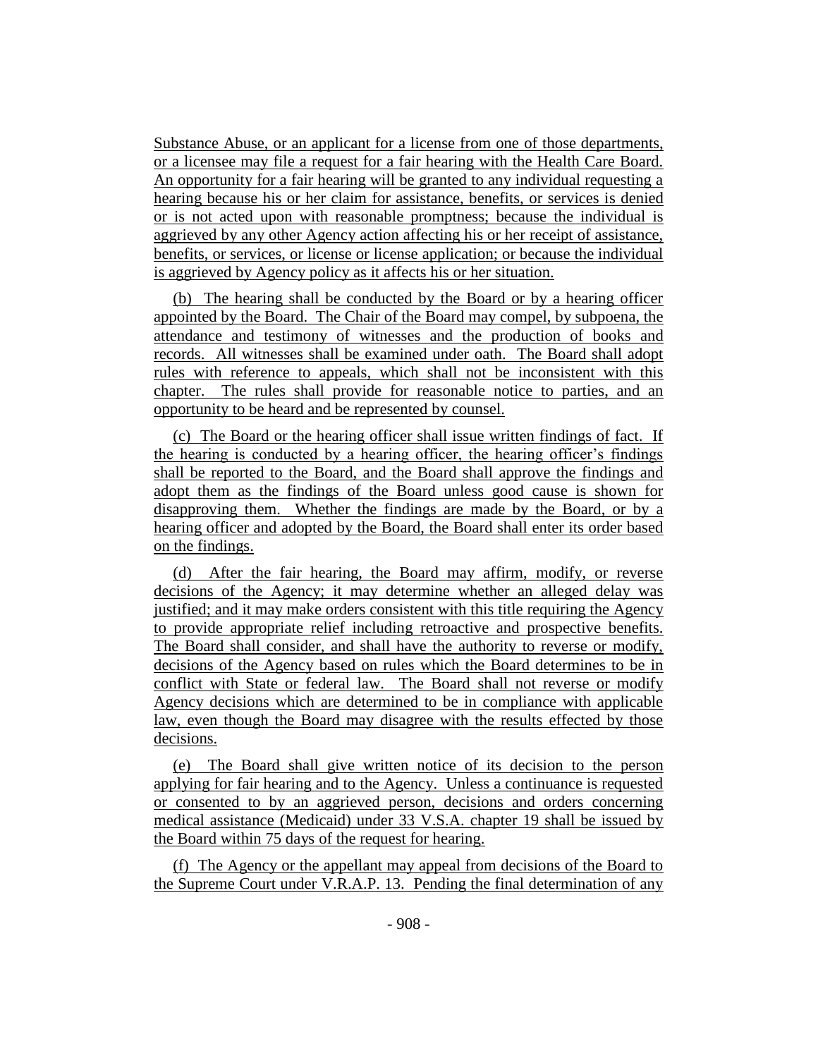Substance Abuse, or an applicant for a license from one of those departments, or a licensee may file a request for a fair hearing with the Health Care Board. An opportunity for a fair hearing will be granted to any individual requesting a hearing because his or her claim for assistance, benefits, or services is denied or is not acted upon with reasonable promptness; because the individual is aggrieved by any other Agency action affecting his or her receipt of assistance, benefits, or services, or license or license application; or because the individual is aggrieved by Agency policy as it affects his or her situation.

(b) The hearing shall be conducted by the Board or by a hearing officer appointed by the Board. The Chair of the Board may compel, by subpoena, the attendance and testimony of witnesses and the production of books and records. All witnesses shall be examined under oath. The Board shall adopt rules with reference to appeals, which shall not be inconsistent with this chapter. The rules shall provide for reasonable notice to parties, and an opportunity to be heard and be represented by counsel.

(c) The Board or the hearing officer shall issue written findings of fact. If the hearing is conducted by a hearing officer, the hearing officer's findings shall be reported to the Board, and the Board shall approve the findings and adopt them as the findings of the Board unless good cause is shown for disapproving them. Whether the findings are made by the Board, or by a hearing officer and adopted by the Board, the Board shall enter its order based on the findings.

(d) After the fair hearing, the Board may affirm, modify, or reverse decisions of the Agency; it may determine whether an alleged delay was justified; and it may make orders consistent with this title requiring the Agency to provide appropriate relief including retroactive and prospective benefits. The Board shall consider, and shall have the authority to reverse or modify, decisions of the Agency based on rules which the Board determines to be in conflict with State or federal law. The Board shall not reverse or modify Agency decisions which are determined to be in compliance with applicable law, even though the Board may disagree with the results effected by those decisions.

(e) The Board shall give written notice of its decision to the person applying for fair hearing and to the Agency. Unless a continuance is requested or consented to by an aggrieved person, decisions and orders concerning medical assistance (Medicaid) under 33 V.S.A. chapter 19 shall be issued by the Board within 75 days of the request for hearing.

(f) The Agency or the appellant may appeal from decisions of the Board to the Supreme Court under V.R.A.P. 13. Pending the final determination of any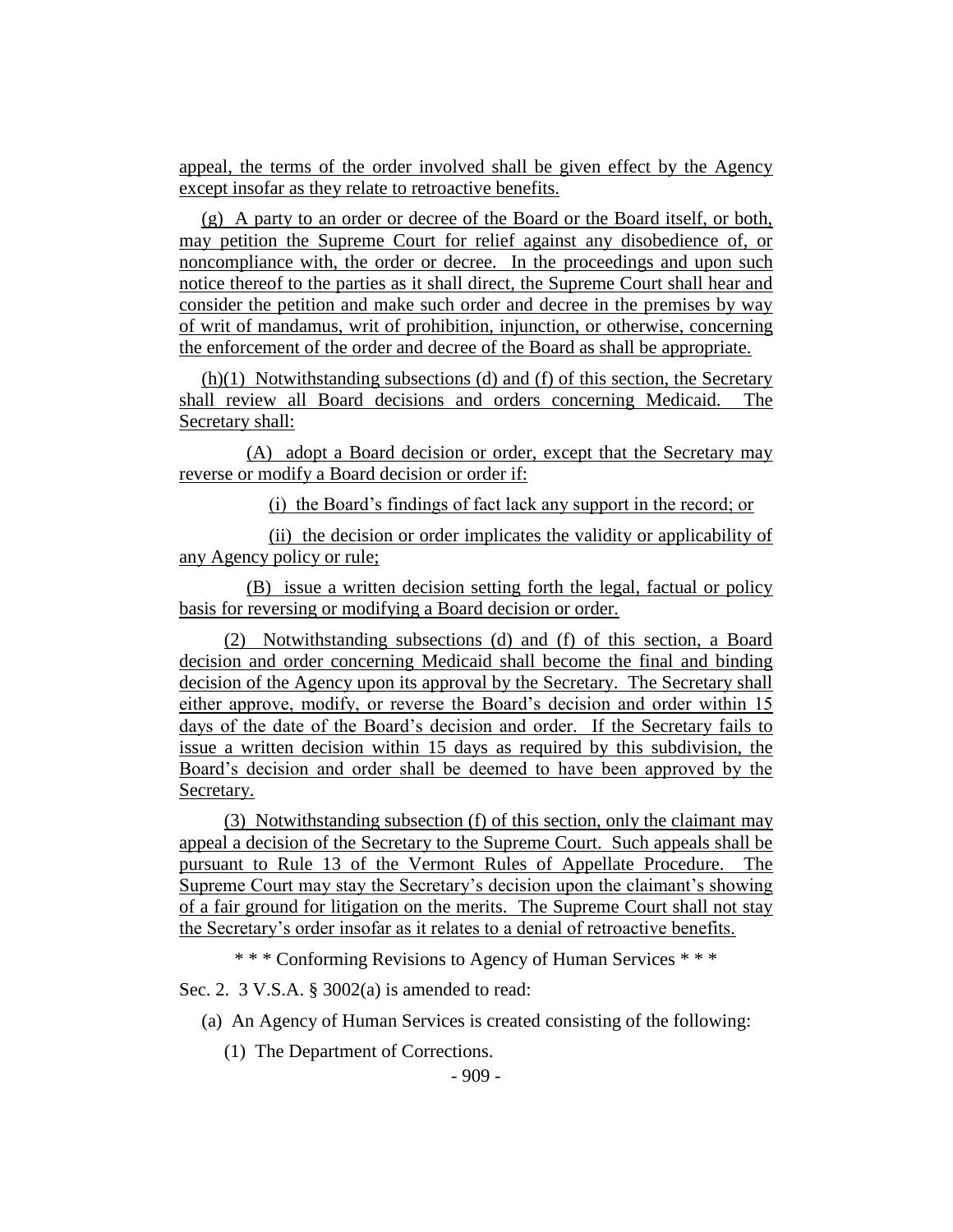appeal, the terms of the order involved shall be given effect by the Agency except insofar as they relate to retroactive benefits.

(g) A party to an order or decree of the Board or the Board itself, or both, may petition the Supreme Court for relief against any disobedience of, or noncompliance with, the order or decree. In the proceedings and upon such notice thereof to the parties as it shall direct, the Supreme Court shall hear and consider the petition and make such order and decree in the premises by way of writ of mandamus, writ of prohibition, injunction, or otherwise, concerning the enforcement of the order and decree of the Board as shall be appropriate.

(h)(1) Notwithstanding subsections (d) and (f) of this section, the Secretary shall review all Board decisions and orders concerning Medicaid. The Secretary shall:

(A) adopt a Board decision or order, except that the Secretary may reverse or modify a Board decision or order if:

(i) the Board's findings of fact lack any support in the record; or

(ii) the decision or order implicates the validity or applicability of any Agency policy or rule;

(B) issue a written decision setting forth the legal, factual or policy basis for reversing or modifying a Board decision or order.

(2) Notwithstanding subsections (d) and (f) of this section, a Board decision and order concerning Medicaid shall become the final and binding decision of the Agency upon its approval by the Secretary. The Secretary shall either approve, modify, or reverse the Board's decision and order within 15 days of the date of the Board's decision and order. If the Secretary fails to issue a written decision within 15 days as required by this subdivision, the Board's decision and order shall be deemed to have been approved by the Secretary.

(3) Notwithstanding subsection (f) of this section, only the claimant may appeal a decision of the Secretary to the Supreme Court. Such appeals shall be pursuant to Rule 13 of the Vermont Rules of Appellate Procedure. The Supreme Court may stay the Secretary's decision upon the claimant's showing of a fair ground for litigation on the merits. The Supreme Court shall not stay the Secretary's order insofar as it relates to a denial of retroactive benefits.

\* \* \* Conforming Revisions to Agency of Human Services \* \* \*

Sec. 2. 3 V.S.A. § 3002(a) is amended to read:

(a) An Agency of Human Services is created consisting of the following:

(1) The Department of Corrections.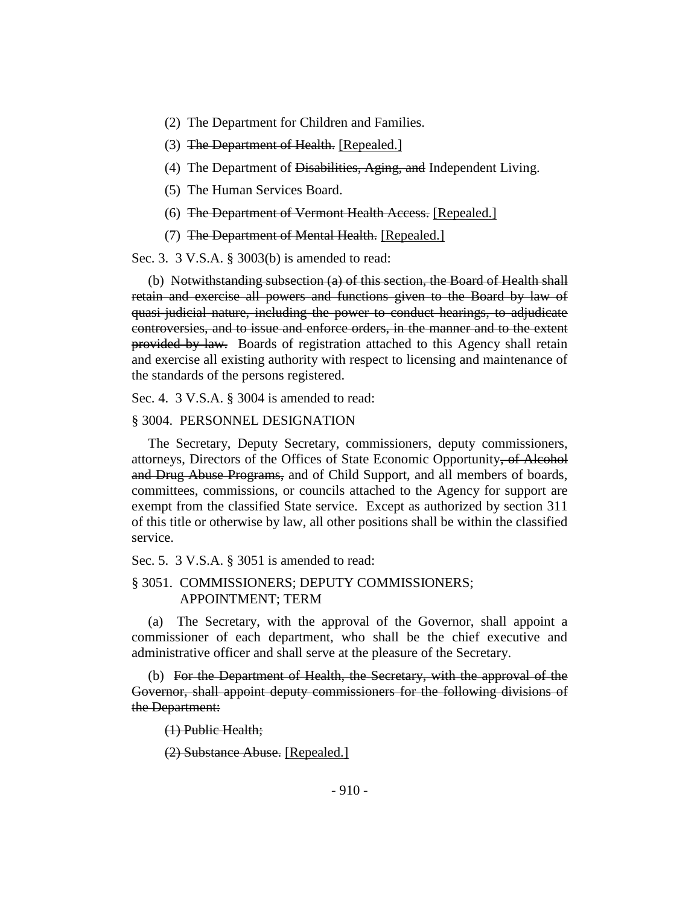(2) The Department for Children and Families.

(3) ~~The Department of Health.~~ [Repealed.]

(4) The Department of ~~Disabilities, Aging, and~~ Independent Living.

(5) The Human Services Board.

(6) ~~The Department of Vermont Health Access.~~ [Repealed.]

(7) ~~The Department of Mental Health.~~ [Repealed.]

Sec. 3. 3 V.S.A. § 3003(b) is amended to read:

(b) ~~Notwithstanding subsection (a) of this section, the Board of Health shall retain and exercise all powers and functions given to the Board by law of quasi-judicial nature, including the power to conduct hearings, to adjudicate controversies, and to issue and enforce orders, in the manner and to the extent provided by law.~~ Boards of registration attached to this Agency shall retain and exercise all existing authority with respect to licensing and maintenance of the standards of the persons registered.

Sec. 4. 3 V.S.A. § 3004 is amended to read:

§ 3004. PERSONNEL DESIGNATION

The Secretary, Deputy Secretary, commissioners, deputy commissioners, attorneys, Directors of the Offices of State Economic Opportunity~~, of Alcohol and Drug Abuse Programs,~~ and of Child Support, and all members of boards, committees, commissions, or councils attached to the Agency for support are exempt from the classified State service. Except as authorized by section 311 of this title or otherwise by law, all other positions shall be within the classified service.

Sec. 5. 3 V.S.A. § 3051 is amended to read:

§ 3051. COMMISSIONERS; DEPUTY COMMISSIONERS; APPOINTMENT; TERM

(a) The Secretary, with the approval of the Governor, shall appoint a commissioner of each department, who shall be the chief executive and administrative officer and shall serve at the pleasure of the Secretary.

(b) ~~For the Department of Health, the Secretary, with the approval of the Governor, shall appoint deputy commissioners for the following divisions of the Department:~~

~~(1) Public Health;~~

~~(2) Substance Abuse.~~ [Repealed.]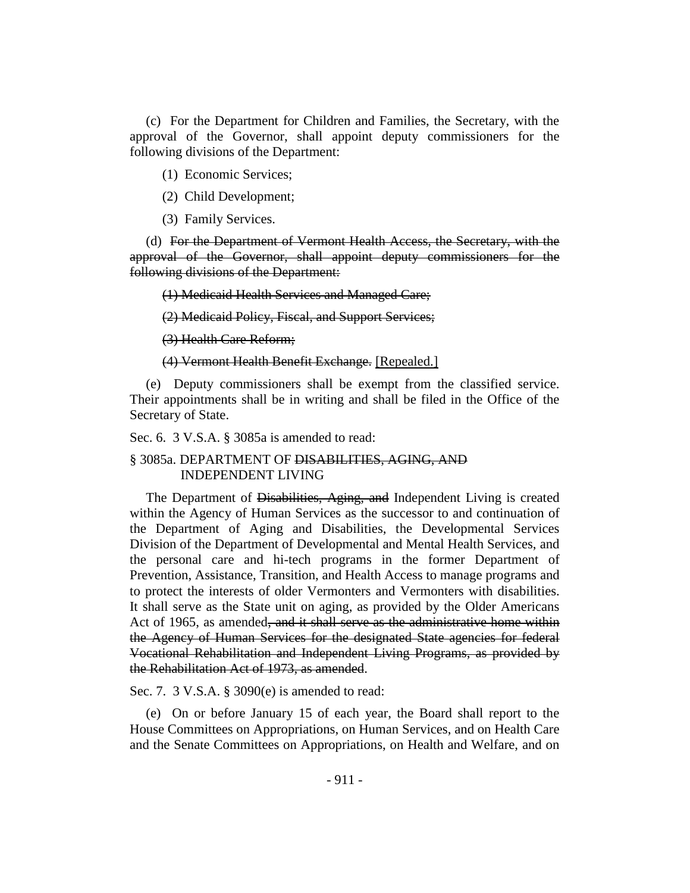(c) For the Department for Children and Families, the Secretary, with the approval of the Governor, shall appoint deputy commissioners for the following divisions of the Department:

(1) Economic Services;

(2) Child Development;

(3) Family Services.

(d) ~~For the Department of Vermont Health Access, the Secretary, with the approval of the Governor, shall appoint deputy commissioners for the following divisions of the Department:~~

~~(1) Medicaid Health Services and Managed Care;~~

~~(2) Medicaid Policy, Fiscal, and Support Services;~~

~~(3) Health Care Reform;~~

~~(4) Vermont Health Benefit Exchange.~~ <u>[Repealed.]</u>

(e) Deputy commissioners shall be exempt from the classified service. Their appointments shall be in writing and shall be filed in the Office of the Secretary of State.

Sec. 6. 3 V.S.A. § 3085a is amended to read:

§ 3085a. DEPARTMENT OF ~~DISABILITIES, AGING, AND~~ INDEPENDENT LIVING

The Department of ~~Disabilities, Aging, and~~ Independent Living is created within the Agency of Human Services as the successor to and continuation of the Department of Aging and Disabilities, the Developmental Services Division of the Department of Developmental and Mental Health Services, and the personal care and hi-tech programs in the former Department of Prevention, Assistance, Transition, and Health Access to manage programs and to protect the interests of older Vermonters and Vermonters with disabilities. It shall serve as the State unit on aging, as provided by the Older Americans Act of 1965, as amended~~, and it shall serve as the administrative home within the Agency of Human Services for the designated State agencies for federal Vocational Rehabilitation and Independent Living Programs, as provided by the Rehabilitation Act of 1973, as amended~~.

Sec. 7. 3 V.S.A. § 3090(e) is amended to read:

(e) On or before January 15 of each year, the Board shall report to the House Committees on Appropriations, on Human Services, and on Health Care and the Senate Committees on Appropriations, on Health and Welfare, and on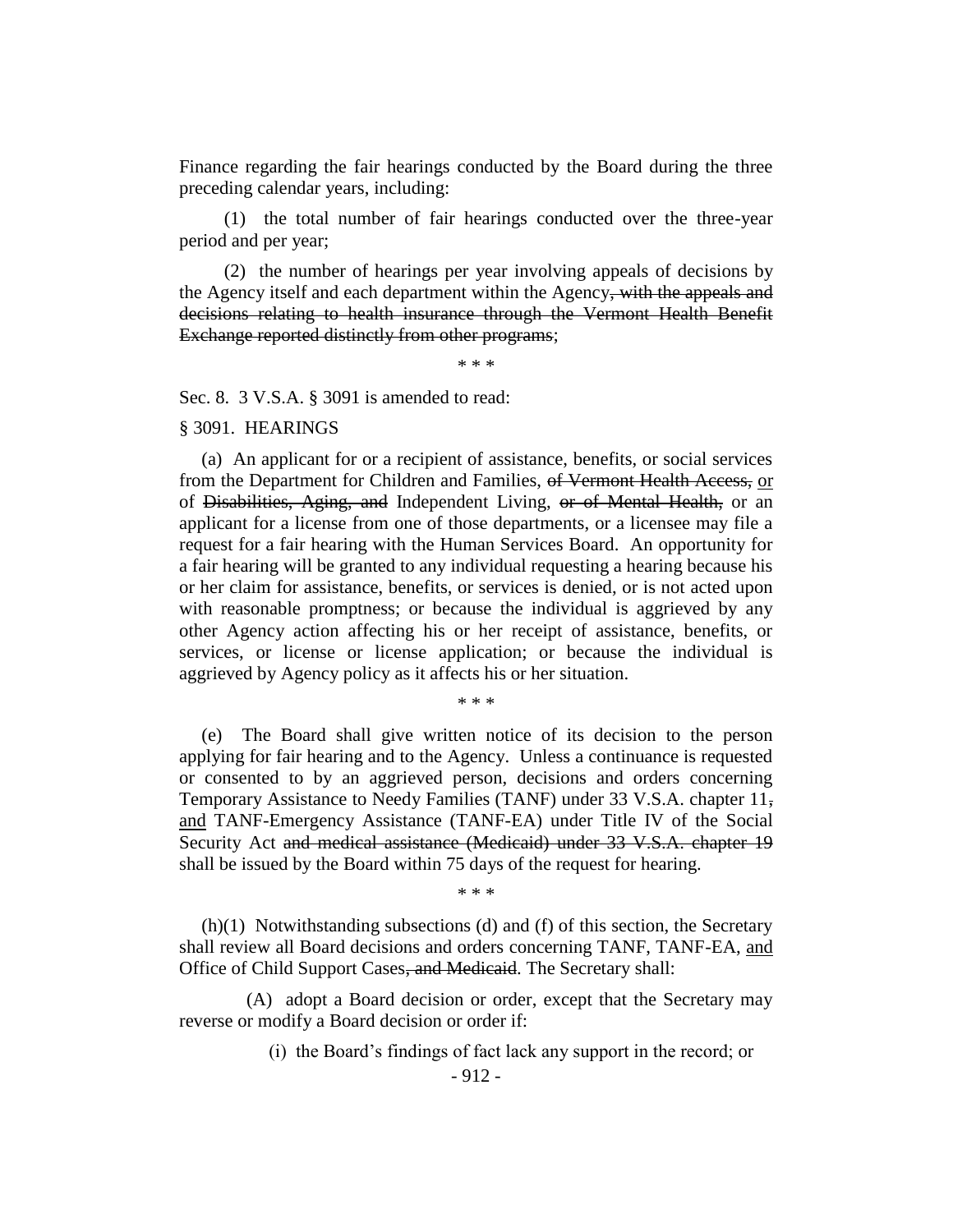Finance regarding the fair hearings conducted by the Board during the three preceding calendar years, including:

(1) the total number of fair hearings conducted over the three-year period and per year;

(2) the number of hearings per year involving appeals of decisions by the Agency itself and each department within the Agency~~, with the appeals and decisions relating to health insurance through the Vermont Health Benefit Exchange reported distinctly from other programs~~;

\* \* \*

Sec. 8. 3 V.S.A. § 3091 is amended to read:

§ 3091. HEARINGS

(a) An applicant for or a recipient of assistance, benefits, or social services from the Department for Children and Families, ~~of Vermont Health Access,~~ <u>or</u> of ~~Disabilities, Aging, and~~ Independent Living, ~~or of Mental Health,~~ or an applicant for a license from one of those departments, or a licensee may file a request for a fair hearing with the Human Services Board. An opportunity for a fair hearing will be granted to any individual requesting a hearing because his or her claim for assistance, benefits, or services is denied, or is not acted upon with reasonable promptness; or because the individual is aggrieved by any other Agency action affecting his or her receipt of assistance, benefits, or services, or license or license application; or because the individual is aggrieved by Agency policy as it affects his or her situation.

\* \* \*

(e) The Board shall give written notice of its decision to the person applying for fair hearing and to the Agency. Unless a continuance is requested or consented to by an aggrieved person, decisions and orders concerning Temporary Assistance to Needy Families (TANF) under 33 V.S.A. chapter 11~~,~~ <u>and</u> TANF-Emergency Assistance (TANF-EA) under Title IV of the Social Security Act ~~and medical assistance (Medicaid) under 33 V.S.A. chapter 19~~ shall be issued by the Board within 75 days of the request for hearing.

\* \* \*

(h)(1) Notwithstanding subsections (d) and (f) of this section, the Secretary shall review all Board decisions and orders concerning TANF, TANF-EA, <u>and</u> Office of Child Support Cases~~, and Medicaid~~. The Secretary shall:

(A) adopt a Board decision or order, except that the Secretary may reverse or modify a Board decision or order if:

(i) the Board's findings of fact lack any support in the record; or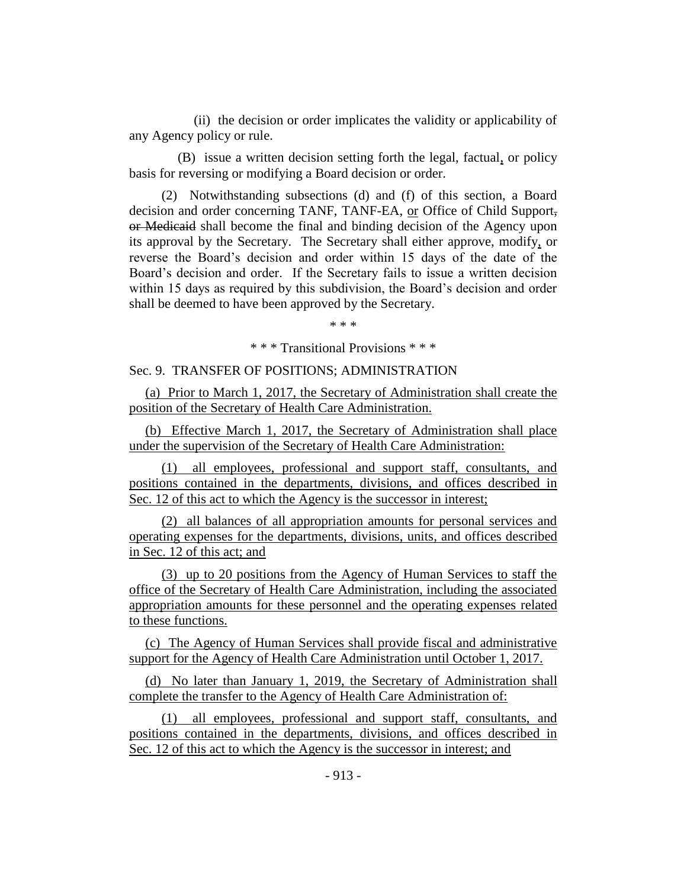(ii) the decision or order implicates the validity or applicability of any Agency policy or rule.

(B) issue a written decision setting forth the legal, factual, or policy basis for reversing or modifying a Board decision or order.

(2) Notwithstanding subsections (d) and (f) of this section, a Board decision and order concerning TANF, TANF-EA, or Office of Child Support, ~~or Medicaid~~ shall become the final and binding decision of the Agency upon its approval by the Secretary. The Secretary shall either approve, modify, or reverse the Board's decision and order within 15 days of the date of the Board's decision and order. If the Secretary fails to issue a written decision within 15 days as required by this subdivision, the Board's decision and order shall be deemed to have been approved by the Secretary.

\* \* \*

\* \* \* Transitional Provisions \* \* \*

Sec. 9. TRANSFER OF POSITIONS; ADMINISTRATION

(a) Prior to March 1, 2017, the Secretary of Administration shall create the position of the Secretary of Health Care Administration.

(b) Effective March 1, 2017, the Secretary of Administration shall place under the supervision of the Secretary of Health Care Administration:

(1) all employees, professional and support staff, consultants, and positions contained in the departments, divisions, and offices described in Sec. 12 of this act to which the Agency is the successor in interest;

(2) all balances of all appropriation amounts for personal services and operating expenses for the departments, divisions, units, and offices described in Sec. 12 of this act; and

(3) up to 20 positions from the Agency of Human Services to staff the office of the Secretary of Health Care Administration, including the associated appropriation amounts for these personnel and the operating expenses related to these functions.

(c) The Agency of Human Services shall provide fiscal and administrative support for the Agency of Health Care Administration until October 1, 2017.

(d) No later than January 1, 2019, the Secretary of Administration shall complete the transfer to the Agency of Health Care Administration of:

(1) all employees, professional and support staff, consultants, and positions contained in the departments, divisions, and offices described in Sec. 12 of this act to which the Agency is the successor in interest; and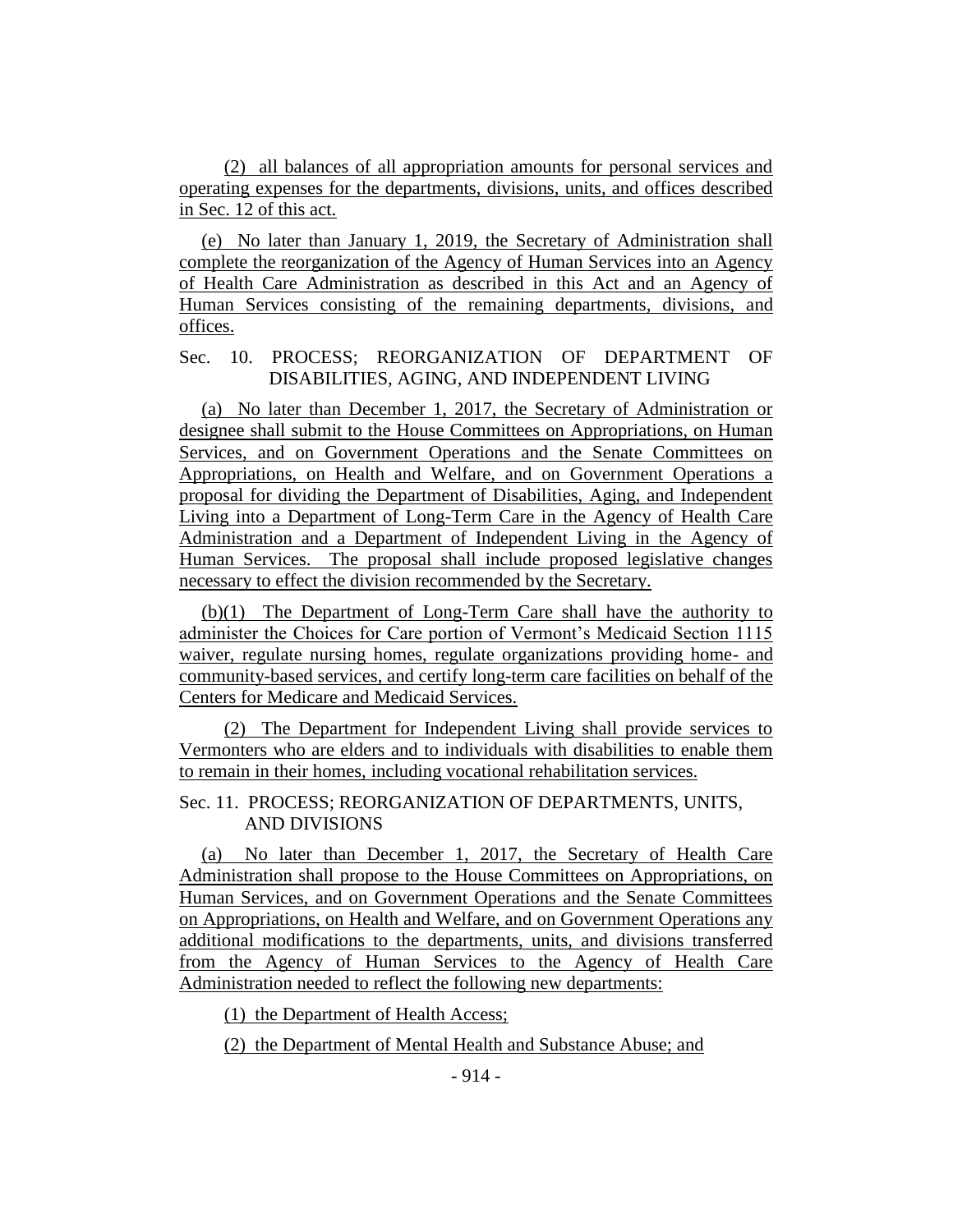(2) all balances of all appropriation amounts for personal services and operating expenses for the departments, divisions, units, and offices described in Sec. 12 of this act.

(e) No later than January 1, 2019, the Secretary of Administration shall complete the reorganization of the Agency of Human Services into an Agency of Health Care Administration as described in this Act and an Agency of Human Services consisting of the remaining departments, divisions, and offices.

Sec. 10. PROCESS; REORGANIZATION OF DEPARTMENT OF DISABILITIES, AGING, AND INDEPENDENT LIVING

(a) No later than December 1, 2017, the Secretary of Administration or designee shall submit to the House Committees on Appropriations, on Human Services, and on Government Operations and the Senate Committees on Appropriations, on Health and Welfare, and on Government Operations a proposal for dividing the Department of Disabilities, Aging, and Independent Living into a Department of Long-Term Care in the Agency of Health Care Administration and a Department of Independent Living in the Agency of Human Services. The proposal shall include proposed legislative changes necessary to effect the division recommended by the Secretary.

(b)(1) The Department of Long-Term Care shall have the authority to administer the Choices for Care portion of Vermont's Medicaid Section 1115 waiver, regulate nursing homes, regulate organizations providing home- and community-based services, and certify long-term care facilities on behalf of the Centers for Medicare and Medicaid Services.

(2) The Department for Independent Living shall provide services to Vermonters who are elders and to individuals with disabilities to enable them to remain in their homes, including vocational rehabilitation services.

Sec. 11. PROCESS; REORGANIZATION OF DEPARTMENTS, UNITS, AND DIVISIONS

(a) No later than December 1, 2017, the Secretary of Health Care Administration shall propose to the House Committees on Appropriations, on Human Services, and on Government Operations and the Senate Committees on Appropriations, on Health and Welfare, and on Government Operations any additional modifications to the departments, units, and divisions transferred from the Agency of Human Services to the Agency of Health Care Administration needed to reflect the following new departments:

(1) the Department of Health Access;

(2) the Department of Mental Health and Substance Abuse; and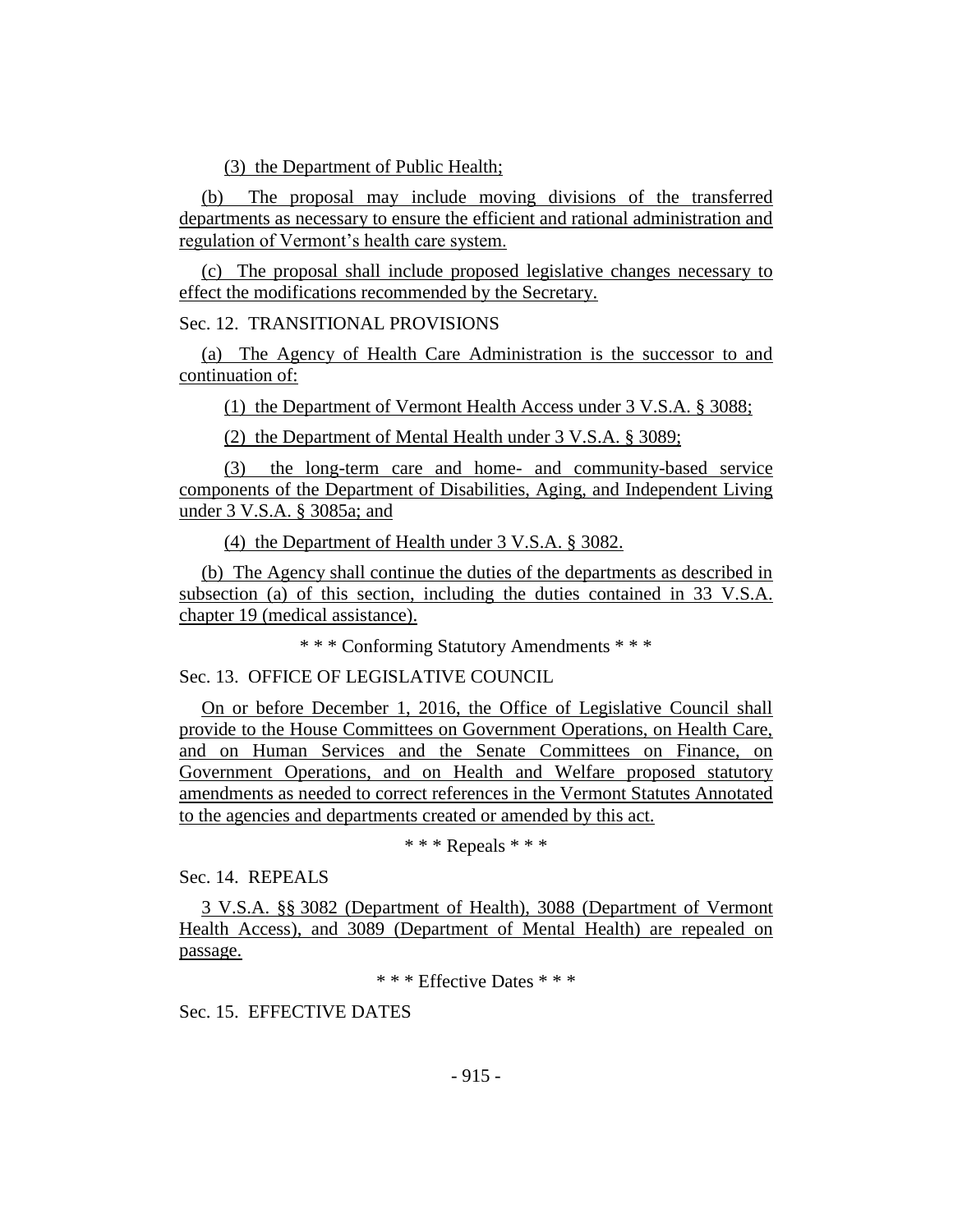(3) the Department of Public Health;

(b) The proposal may include moving divisions of the transferred departments as necessary to ensure the efficient and rational administration and regulation of Vermont's health care system.

(c) The proposal shall include proposed legislative changes necessary to effect the modifications recommended by the Secretary.

Sec. 12. TRANSITIONAL PROVISIONS

(a) The Agency of Health Care Administration is the successor to and continuation of:

(1) the Department of Vermont Health Access under 3 V.S.A. § 3088;

(2) the Department of Mental Health under 3 V.S.A. § 3089;

(3) the long-term care and home- and community-based service components of the Department of Disabilities, Aging, and Independent Living under 3 V.S.A. § 3085a; and

(4) the Department of Health under 3 V.S.A. § 3082.

(b) The Agency shall continue the duties of the departments as described in subsection (a) of this section, including the duties contained in 33 V.S.A. chapter 19 (medical assistance).

\* \* \* Conforming Statutory Amendments \* \* \*

Sec. 13. OFFICE OF LEGISLATIVE COUNCIL

On or before December 1, 2016, the Office of Legislative Council shall provide to the House Committees on Government Operations, on Health Care, and on Human Services and the Senate Committees on Finance, on Government Operations, and on Health and Welfare proposed statutory amendments as needed to correct references in the Vermont Statutes Annotated to the agencies and departments created or amended by this act.

\* \* \* Repeals \* \* \*

Sec. 14. REPEALS

3 V.S.A. §§ 3082 (Department of Health), 3088 (Department of Vermont Health Access), and 3089 (Department of Mental Health) are repealed on passage.

\* \* \* Effective Dates \* \* \*

Sec. 15. EFFECTIVE DATES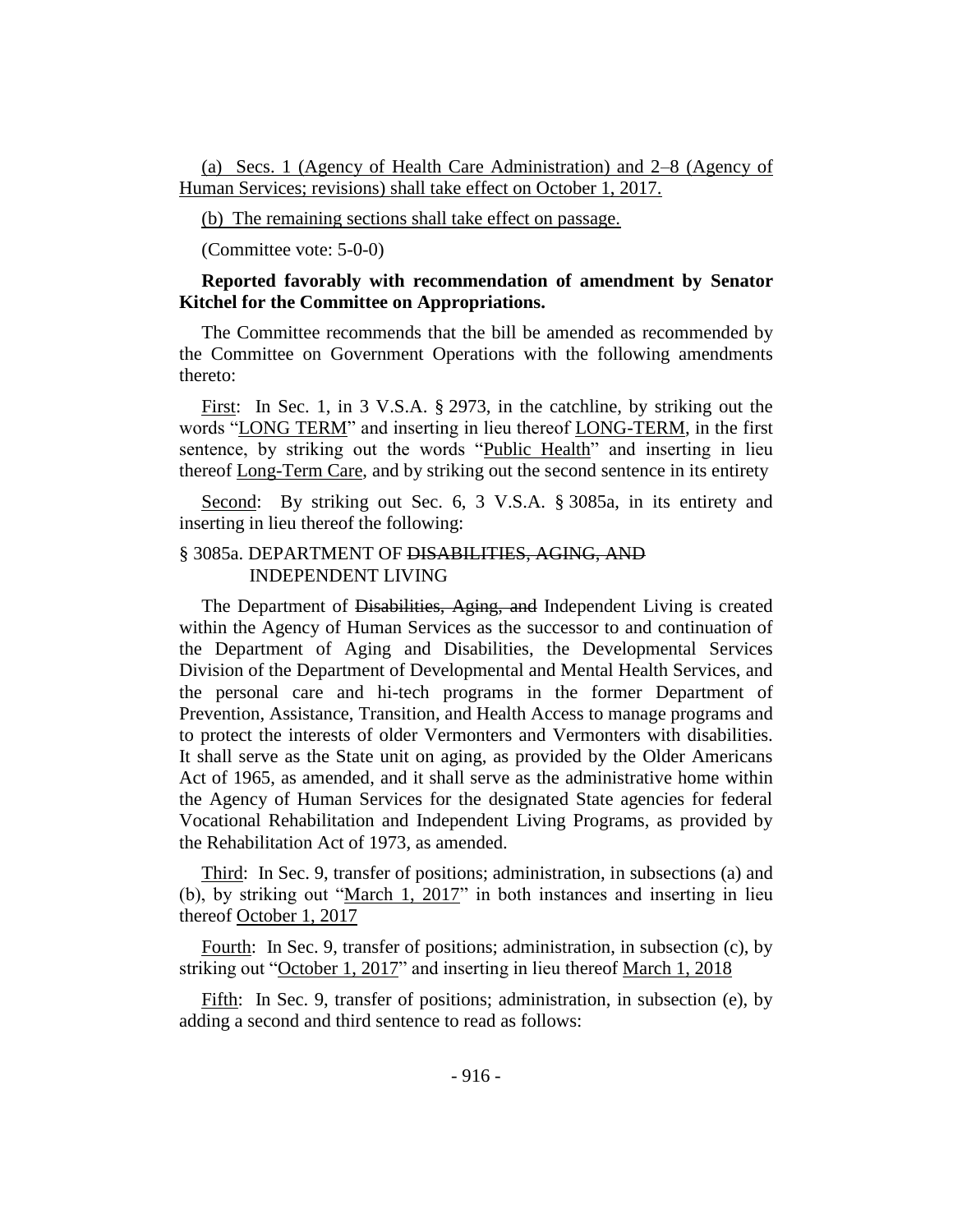(a) Secs. 1 (Agency of Health Care Administration) and 2–8 (Agency of Human Services; revisions) shall take effect on October 1, 2017.

(b) The remaining sections shall take effect on passage.

(Committee vote: 5-0-0)

**Reported favorably with recommendation of amendment by Senator Kitchel for the Committee on Appropriations.**

The Committee recommends that the bill be amended as recommended by the Committee on Government Operations with the following amendments thereto:

First: In Sec. 1, in 3 V.S.A. § 2973, in the catchline, by striking out the words "LONG TERM" and inserting in lieu thereof LONG-TERM, in the first sentence, by striking out the words "Public Health" and inserting in lieu thereof Long-Term Care, and by striking out the second sentence in its entirety

Second: By striking out Sec. 6, 3 V.S.A. § 3085a, in its entirety and inserting in lieu thereof the following:

§ 3085a. DEPARTMENT OF ~~DISABILITIES, AGING, AND~~ INDEPENDENT LIVING

The Department of ~~Disabilities, Aging, and~~ Independent Living is created within the Agency of Human Services as the successor to and continuation of the Department of Aging and Disabilities, the Developmental Services Division of the Department of Developmental and Mental Health Services, and the personal care and hi-tech programs in the former Department of Prevention, Assistance, Transition, and Health Access to manage programs and to protect the interests of older Vermonters and Vermonters with disabilities. It shall serve as the State unit on aging, as provided by the Older Americans Act of 1965, as amended, and it shall serve as the administrative home within the Agency of Human Services for the designated State agencies for federal Vocational Rehabilitation and Independent Living Programs, as provided by the Rehabilitation Act of 1973, as amended.

Third: In Sec. 9, transfer of positions; administration, in subsections (a) and (b), by striking out "March 1, 2017" in both instances and inserting in lieu thereof October 1, 2017

Fourth: In Sec. 9, transfer of positions; administration, in subsection (c), by striking out "October 1, 2017" and inserting in lieu thereof March 1, 2018

Fifth: In Sec. 9, transfer of positions; administration, in subsection (e), by adding a second and third sentence to read as follows: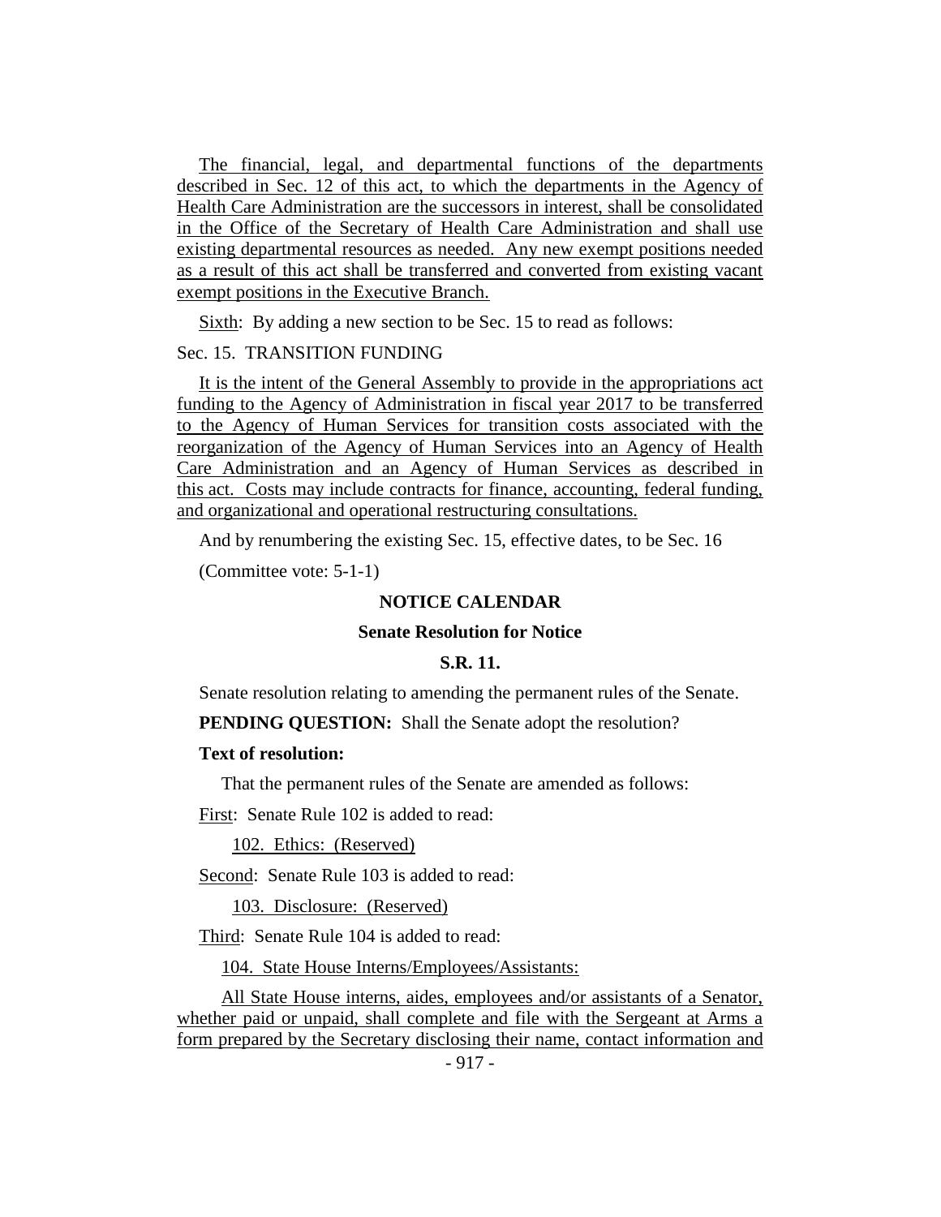The financial, legal, and departmental functions of the departments described in Sec. 12 of this act, to which the departments in the Agency of Health Care Administration are the successors in interest, shall be consolidated in the Office of the Secretary of Health Care Administration and shall use existing departmental resources as needed. Any new exempt positions needed as a result of this act shall be transferred and converted from existing vacant exempt positions in the Executive Branch.

Sixth: By adding a new section to be Sec. 15 to read as follows:

Sec. 15. TRANSITION FUNDING

It is the intent of the General Assembly to provide in the appropriations act funding to the Agency of Administration in fiscal year 2017 to be transferred to the Agency of Human Services for transition costs associated with the reorganization of the Agency of Human Services into an Agency of Health Care Administration and an Agency of Human Services as described in this act. Costs may include contracts for finance, accounting, federal funding, and organizational and operational restructuring consultations.

And by renumbering the existing Sec. 15, effective dates, to be Sec. 16

(Committee vote: 5-1-1)

## NOTICE CALENDAR

### Senate Resolution for Notice

### S.R. 11.

Senate resolution relating to amending the permanent rules of the Senate.

**PENDING QUESTION:** Shall the Senate adopt the resolution?

**Text of resolution:**

That the permanent rules of the Senate are amended as follows:

First: Senate Rule 102 is added to read:

102. Ethics: (Reserved)

Second: Senate Rule 103 is added to read:

103. Disclosure: (Reserved)

Third: Senate Rule 104 is added to read:

104. State House Interns/Employees/Assistants:

All State House interns, aides, employees and/or assistants of a Senator, whether paid or unpaid, shall complete and file with the Sergeant at Arms a form prepared by the Secretary disclosing their name, contact information and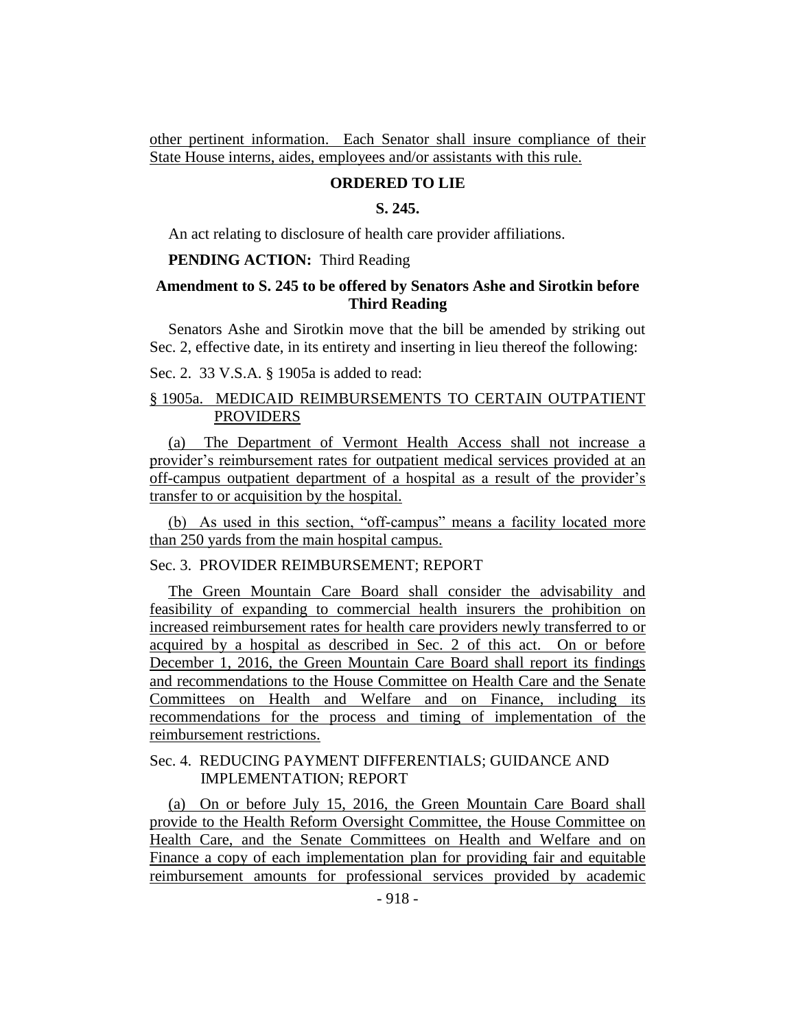other pertinent information. Each Senator shall insure compliance of their State House interns, aides, employees and/or assistants with this rule.

**ORDERED TO LIE**

**S. 245.**

An act relating to disclosure of health care provider affiliations.

**PENDING ACTION:** Third Reading

**Amendment to S. 245 to be offered by Senators Ashe and Sirotkin before Third Reading**

Senators Ashe and Sirotkin move that the bill be amended by striking out Sec. 2, effective date, in its entirety and inserting in lieu thereof the following:

Sec. 2. 33 V.S.A. § 1905a is added to read:

§ 1905a. MEDICAID REIMBURSEMENTS TO CERTAIN OUTPATIENT PROVIDERS

(a) The Department of Vermont Health Access shall not increase a provider's reimbursement rates for outpatient medical services provided at an off-campus outpatient department of a hospital as a result of the provider's transfer to or acquisition by the hospital.

(b) As used in this section, "off-campus" means a facility located more than 250 yards from the main hospital campus.

Sec. 3. PROVIDER REIMBURSEMENT; REPORT

The Green Mountain Care Board shall consider the advisability and feasibility of expanding to commercial health insurers the prohibition on increased reimbursement rates for health care providers newly transferred to or acquired by a hospital as described in Sec. 2 of this act. On or before December 1, 2016, the Green Mountain Care Board shall report its findings and recommendations to the House Committee on Health Care and the Senate Committees on Health and Welfare and on Finance, including its recommendations for the process and timing of implementation of the reimbursement restrictions.

Sec. 4. REDUCING PAYMENT DIFFERENTIALS; GUIDANCE AND IMPLEMENTATION; REPORT

(a) On or before July 15, 2016, the Green Mountain Care Board shall provide to the Health Reform Oversight Committee, the House Committee on Health Care, and the Senate Committees on Health and Welfare and on Finance a copy of each implementation plan for providing fair and equitable reimbursement amounts for professional services provided by academic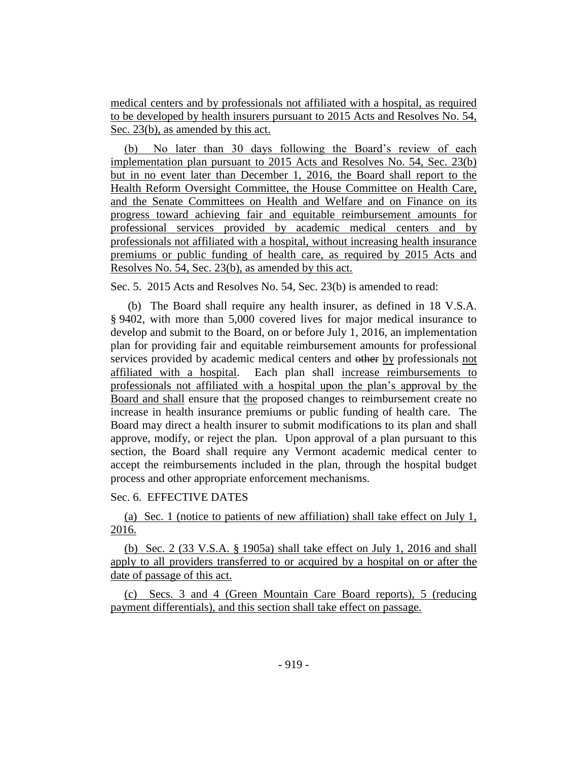medical centers and by professionals not affiliated with a hospital, as required to be developed by health insurers pursuant to 2015 Acts and Resolves No. 54, Sec. 23(b), as amended by this act.

(b) No later than 30 days following the Board's review of each implementation plan pursuant to 2015 Acts and Resolves No. 54, Sec. 23(b) but in no event later than December 1, 2016, the Board shall report to the Health Reform Oversight Committee, the House Committee on Health Care, and the Senate Committees on Health and Welfare and on Finance on its progress toward achieving fair and equitable reimbursement amounts for professional services provided by academic medical centers and by professionals not affiliated with a hospital, without increasing health insurance premiums or public funding of health care, as required by 2015 Acts and Resolves No. 54, Sec. 23(b), as amended by this act.

Sec. 5. 2015 Acts and Resolves No. 54, Sec. 23(b) is amended to read:

(b) The Board shall require any health insurer, as defined in 18 V.S.A. § 9402, with more than 5,000 covered lives for major medical insurance to develop and submit to the Board, on or before July 1, 2016, an implementation plan for providing fair and equitable reimbursement amounts for professional services provided by academic medical centers and ~~other~~ by professionals not affiliated with a hospital. Each plan shall increase reimbursements to professionals not affiliated with a hospital upon the plan's approval by the Board and shall ensure that the proposed changes to reimbursement create no increase in health insurance premiums or public funding of health care. The Board may direct a health insurer to submit modifications to its plan and shall approve, modify, or reject the plan. Upon approval of a plan pursuant to this section, the Board shall require any Vermont academic medical center to accept the reimbursements included in the plan, through the hospital budget process and other appropriate enforcement mechanisms.

Sec. 6. EFFECTIVE DATES

(a) Sec. 1 (notice to patients of new affiliation) shall take effect on July 1, 2016.

(b) Sec. 2 (33 V.S.A. § 1905a) shall take effect on July 1, 2016 and shall apply to all providers transferred to or acquired by a hospital on or after the date of passage of this act.

(c) Secs. 3 and 4 (Green Mountain Care Board reports), 5 (reducing payment differentials), and this section shall take effect on passage.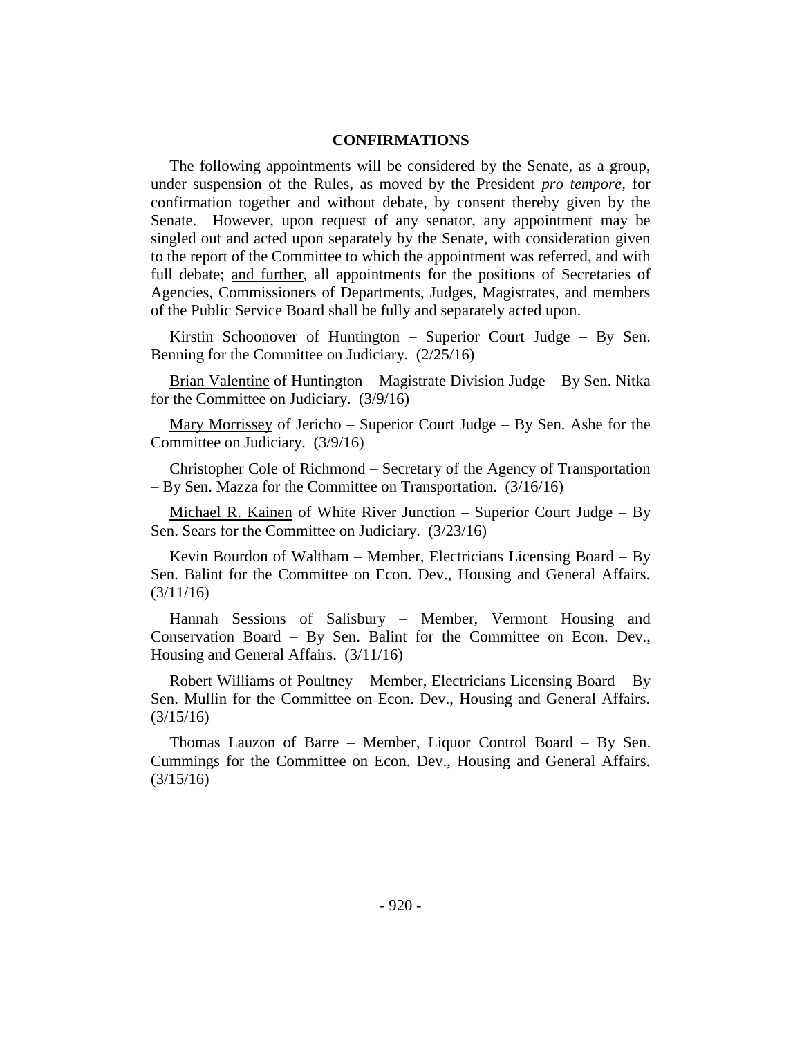**CONFIRMATIONS**

The following appointments will be considered by the Senate, as a group, under suspension of the Rules, as moved by the President *pro tempore,* for confirmation together and without debate, by consent thereby given by the Senate. However, upon request of any senator, any appointment may be singled out and acted upon separately by the Senate, with consideration given to the report of the Committee to which the appointment was referred, and with full debate; and further, all appointments for the positions of Secretaries of Agencies, Commissioners of Departments, Judges, Magistrates, and members of the Public Service Board shall be fully and separately acted upon.

Kirstin Schoonover of Huntington – Superior Court Judge – By Sen. Benning for the Committee on Judiciary. (2/25/16)

Brian Valentine of Huntington – Magistrate Division Judge – By Sen. Nitka for the Committee on Judiciary. (3/9/16)

Mary Morrissey of Jericho – Superior Court Judge – By Sen. Ashe for the Committee on Judiciary. (3/9/16)

Christopher Cole of Richmond – Secretary of the Agency of Transportation – By Sen. Mazza for the Committee on Transportation. (3/16/16)

Michael R. Kainen of White River Junction – Superior Court Judge – By Sen. Sears for the Committee on Judiciary. (3/23/16)

Kevin Bourdon of Waltham – Member, Electricians Licensing Board – By Sen. Balint for the Committee on Econ. Dev., Housing and General Affairs. (3/11/16)

Hannah Sessions of Salisbury – Member, Vermont Housing and Conservation Board – By Sen. Balint for the Committee on Econ. Dev., Housing and General Affairs. (3/11/16)

Robert Williams of Poultney – Member, Electricians Licensing Board – By Sen. Mullin for the Committee on Econ. Dev., Housing and General Affairs. (3/15/16)

Thomas Lauzon of Barre – Member, Liquor Control Board – By Sen. Cummings for the Committee on Econ. Dev., Housing and General Affairs. (3/15/16)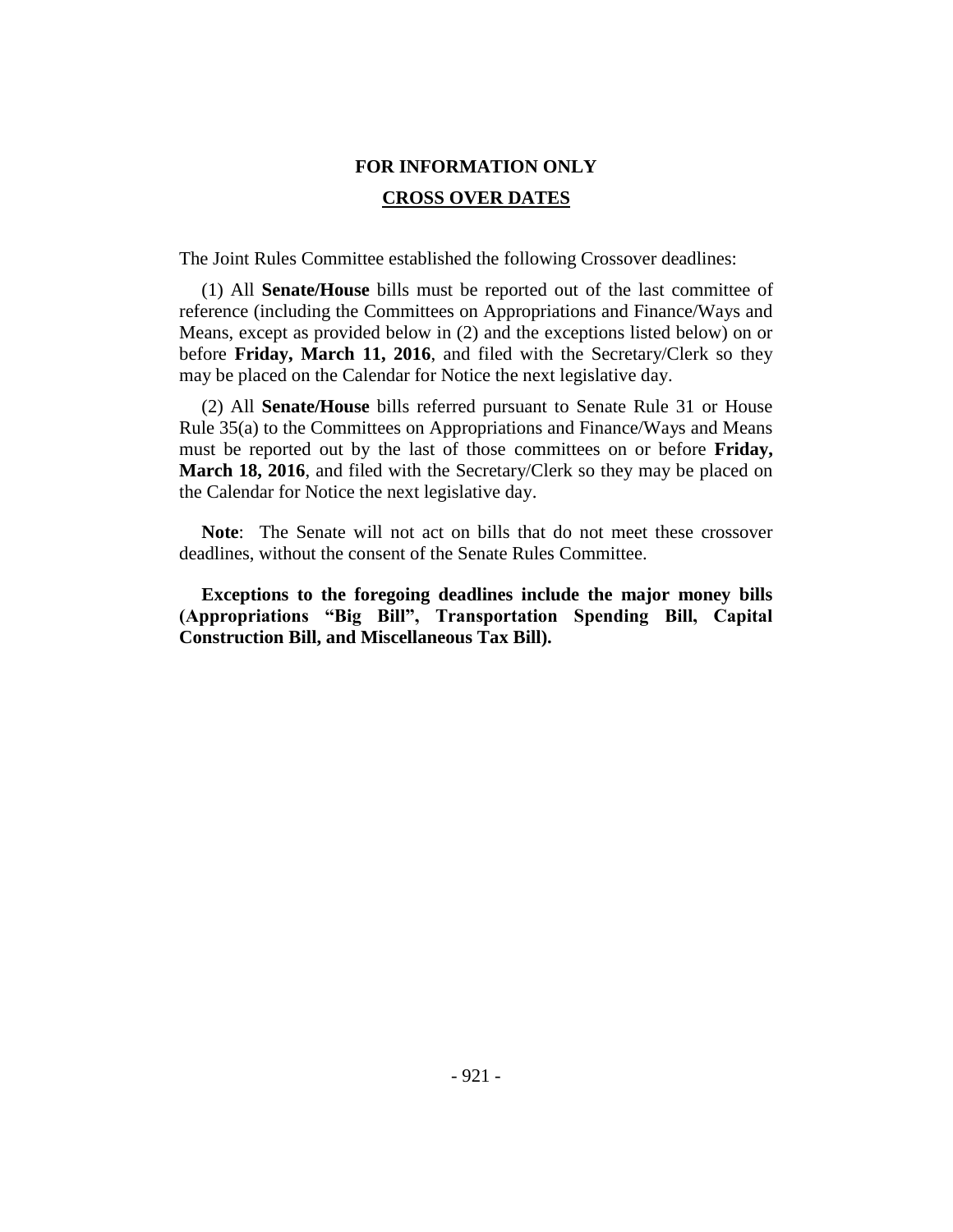# FOR INFORMATION ONLY

## CROSS OVER DATES

The Joint Rules Committee established the following Crossover deadlines:

(1) All **Senate/House** bills must be reported out of the last committee of reference (including the Committees on Appropriations and Finance/Ways and Means, except as provided below in (2) and the exceptions listed below) on or before **Friday, March 11, 2016**, and filed with the Secretary/Clerk so they may be placed on the Calendar for Notice the next legislative day.

(2) All **Senate/House** bills referred pursuant to Senate Rule 31 or House Rule 35(a) to the Committees on Appropriations and Finance/Ways and Means must be reported out by the last of those committees on or before **Friday, March 18, 2016**, and filed with the Secretary/Clerk so they may be placed on the Calendar for Notice the next legislative day.

**Note**: The Senate will not act on bills that do not meet these crossover deadlines, without the consent of the Senate Rules Committee.

**Exceptions to the foregoing deadlines include the major money bills (Appropriations "Big Bill", Transportation Spending Bill, Capital Construction Bill, and Miscellaneous Tax Bill).**